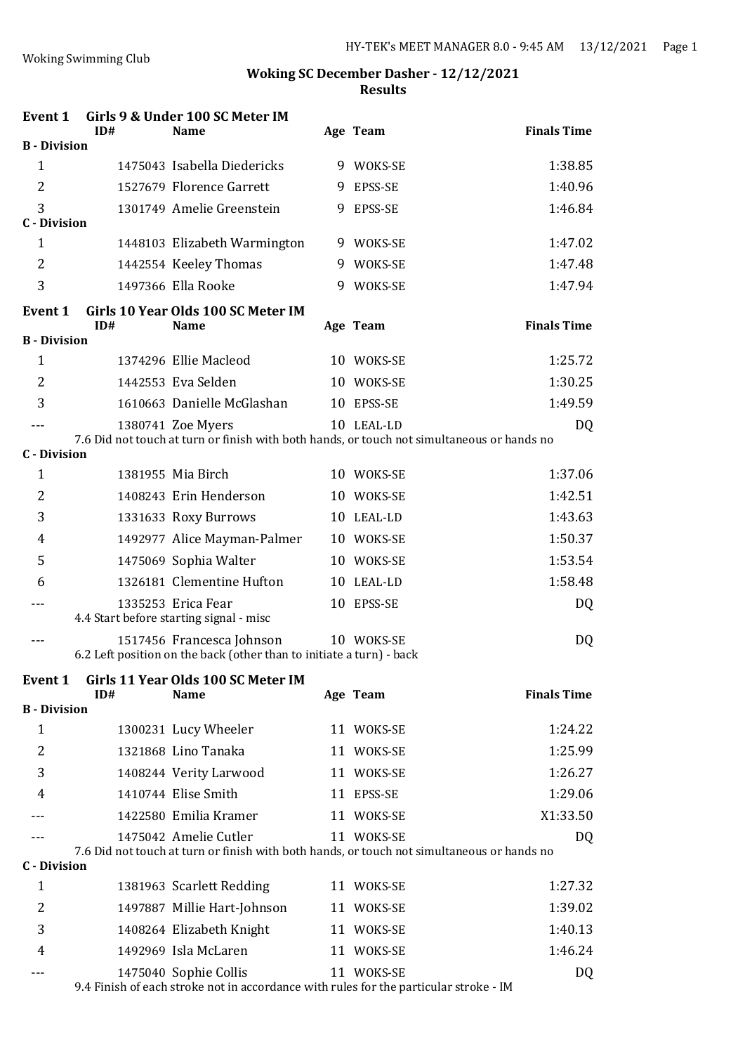Woking Swimming Club

## Woking SC December Dasher - 12/12/2021

### Results

#### Event 1 Girls 9 & Under 100 SC Meter IM

| | ID# | Name | Age | Team | Finals Time |
|---|---|---|---|---|---|
| **B - Division** | | | | | |
| 1 | 1475043 | Isabella Diedericks | 9 | WOKS-SE | 1:38.85 |
| 2 | 1527679 | Florence Garrett | 9 | EPSS-SE | 1:40.96 |
| 3 | 1301749 | Amelie Greenstein | 9 | EPSS-SE | 1:46.84 |
| **C - Division** | | | | | |
| 1 | 1448103 | Elizabeth Warmington | 9 | WOKS-SE | 1:47.02 |
| 2 | 1442554 | Keeley Thomas | 9 | WOKS-SE | 1:47.48 |
| 3 | 1497366 | Ella Rooke | 9 | WOKS-SE | 1:47.94 |

#### Event 1 Girls 10 Year Olds 100 SC Meter IM

| | ID# | Name | Age | Team | Finals Time |
|---|---|---|---|---|---|
| **B - Division** | | | | | |
| 1 | 1374296 | Ellie Macleod | 10 | WOKS-SE | 1:25.72 |
| 2 | 1442553 | Eva Selden | 10 | WOKS-SE | 1:30.25 |
| 3 | 1610663 | Danielle McGlashan | 10 | EPSS-SE | 1:49.59 |
| --- | 1380741 | Zoe Myers | 10 | LEAL-LD | DQ |
| | 7.6 Did not touch at turn or finish with both hands, or touch not simultaneous or hands no | | | | |
| **C - Division** | | | | | |
| 1 | 1381955 | Mia Birch | 10 | WOKS-SE | 1:37.06 |
| 2 | 1408243 | Erin Henderson | 10 | WOKS-SE | 1:42.51 |
| 3 | 1331633 | Roxy Burrows | 10 | LEAL-LD | 1:43.63 |
| 4 | 1492977 | Alice Mayman-Palmer | 10 | WOKS-SE | 1:50.37 |
| 5 | 1475069 | Sophia Walter | 10 | WOKS-SE | 1:53.54 |
| 6 | 1326181 | Clementine Hufton | 10 | LEAL-LD | 1:58.48 |
| --- | 1335253 | Erica Fear | 10 | EPSS-SE | DQ |
| | 4.4 Start before starting signal - misc | | | | |
| --- | 1517456 | Francesca Johnson | 10 | WOKS-SE | DQ |
| | 6.2 Left position on the back (other than to initiate a turn) - back | | | | |

#### Event 1 Girls 11 Year Olds 100 SC Meter IM

| | ID# | Name | Age | Team | Finals Time |
|---|---|---|---|---|---|
| **B - Division** | | | | | |
| 1 | 1300231 | Lucy Wheeler | 11 | WOKS-SE | 1:24.22 |
| 2 | 1321868 | Lino Tanaka | 11 | WOKS-SE | 1:25.99 |
| 3 | 1408244 | Verity Larwood | 11 | WOKS-SE | 1:26.27 |
| 4 | 1410744 | Elise Smith | 11 | EPSS-SE | 1:29.06 |
| --- | 1422580 | Emilia Kramer | 11 | WOKS-SE | X1:33.50 |
| --- | 1475042 | Amelie Cutler | 11 | WOKS-SE | DQ |
| | 7.6 Did not touch at turn or finish with both hands, or touch not simultaneous or hands no | | | | |
| **C - Division** | | | | | |
| 1 | 1381963 | Scarlett Redding | 11 | WOKS-SE | 1:27.32 |
| 2 | 1497887 | Millie Hart-Johnson | 11 | WOKS-SE | 1:39.02 |
| 3 | 1408264 | Elizabeth Knight | 11 | WOKS-SE | 1:40.13 |
| 4 | 1492969 | Isla McLaren | 11 | WOKS-SE | 1:46.24 |
| --- | 1475040 | Sophie Collis | 11 | WOKS-SE | DQ |
| | 9.4 Finish of each stroke not in accordance with rules for the particular stroke - IM | | | | |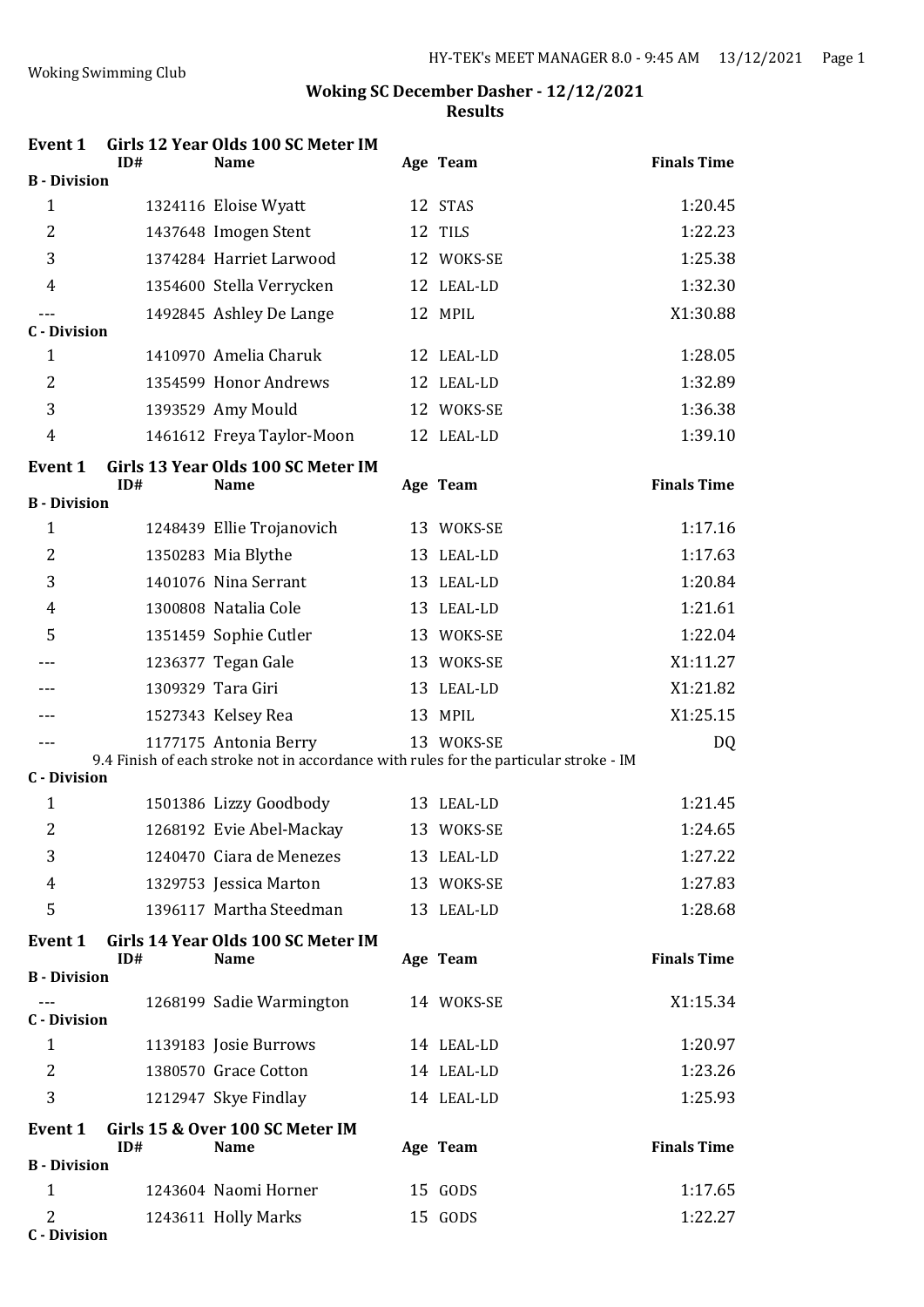Woking Swimming Club

## Woking SC December Dasher - 12/12/2021
### Results

**Event 1 Girls 12 Year Olds 100 SC Meter IM**

| | ID# | Name | Age | Team | Finals Time |
|---|---|---|---|---|---|
| **B - Division** | | | | | |
| 1 | 1324116 | Eloise Wyatt | 12 | STAS | 1:20.45 |
| 2 | 1437648 | Imogen Stent | 12 | TILS | 1:22.23 |
| 3 | 1374284 | Harriet Larwood | 12 | WOKS-SE | 1:25.38 |
| 4 | 1354600 | Stella Verrycken | 12 | LEAL-LD | 1:32.30 |
| --- | 1492845 | Ashley De Lange | 12 | MPIL | X1:30.88 |
| **C - Division** | | | | | |
| 1 | 1410970 | Amelia Charuk | 12 | LEAL-LD | 1:28.05 |
| 2 | 1354599 | Honor Andrews | 12 | LEAL-LD | 1:32.89 |
| 3 | 1393529 | Amy Mould | 12 | WOKS-SE | 1:36.38 |
| 4 | 1461612 | Freya Taylor-Moon | 12 | LEAL-LD | 1:39.10 |

**Event 1 Girls 13 Year Olds 100 SC Meter IM**

| | ID# | Name | Age | Team | Finals Time |
|---|---|---|---|---|---|
| **B - Division** | | | | | |
| 1 | 1248439 | Ellie Trojanovich | 13 | WOKS-SE | 1:17.16 |
| 2 | 1350283 | Mia Blythe | 13 | LEAL-LD | 1:17.63 |
| 3 | 1401076 | Nina Serrant | 13 | LEAL-LD | 1:20.84 |
| 4 | 1300808 | Natalia Cole | 13 | LEAL-LD | 1:21.61 |
| 5 | 1351459 | Sophie Cutler | 13 | WOKS-SE | 1:22.04 |
| --- | 1236377 | Tegan Gale | 13 | WOKS-SE | X1:11.27 |
| --- | 1309329 | Tara Giri | 13 | LEAL-LD | X1:21.82 |
| --- | 1527343 | Kelsey Rea | 13 | MPIL | X1:25.15 |
| --- | 1177175 | Antonia Berry | 13 | WOKS-SE | DQ |
| | 9.4 Finish of each stroke not in accordance with rules for the particular stroke - IM | | | | |
| **C - Division** | | | | | |
| 1 | 1501386 | Lizzy Goodbody | 13 | LEAL-LD | 1:21.45 |
| 2 | 1268192 | Evie Abel-Mackay | 13 | WOKS-SE | 1:24.65 |
| 3 | 1240470 | Ciara de Menezes | 13 | LEAL-LD | 1:27.22 |
| 4 | 1329753 | Jessica Marton | 13 | WOKS-SE | 1:27.83 |
| 5 | 1396117 | Martha Steedman | 13 | LEAL-LD | 1:28.68 |

**Event 1 Girls 14 Year Olds 100 SC Meter IM**

| | ID# | Name | Age | Team | Finals Time |
|---|---|---|---|---|---|
| **B - Division** | | | | | |
| --- | 1268199 | Sadie Warmington | 14 | WOKS-SE | X1:15.34 |
| **C - Division** | | | | | |
| 1 | 1139183 | Josie Burrows | 14 | LEAL-LD | 1:20.97 |
| 2 | 1380570 | Grace Cotton | 14 | LEAL-LD | 1:23.26 |
| 3 | 1212947 | Skye Findlay | 14 | LEAL-LD | 1:25.93 |

**Event 1 Girls 15 & Over 100 SC Meter IM**

| | ID# | Name | Age | Team | Finals Time |
|---|---|---|---|---|---|
| **B - Division** | | | | | |
| 1 | 1243604 | Naomi Horner | 15 | GODS | 1:17.65 |
| 2 | 1243611 | Holly Marks | 15 | GODS | 1:22.27 |
| **C - Division** | | | | | |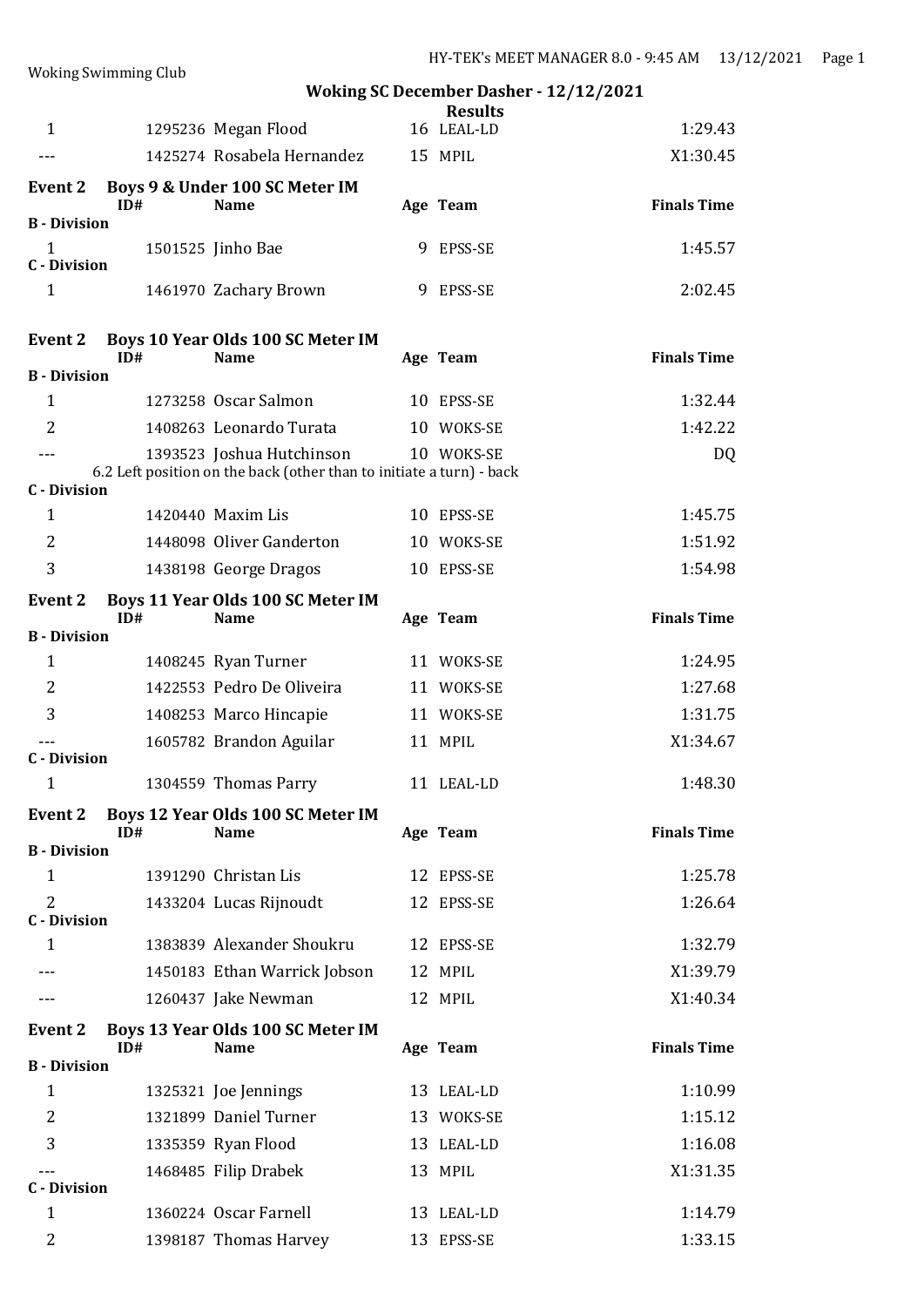Woking Swimming Club

## Woking SC December Dasher - 12/12/2021

### Results

| | | | | | |
|---|---|---|---|---|---|
| 1 | 1295236 | Megan Flood | 16 | LEAL-LD | 1:29.43 |
| --- | 1425274 | Rosabela Hernandez | 15 | MPIL | X1:30.45 |

### Event 2 Boys 9 & Under 100 SC Meter IM

| | ID# | Name | Age | Team | Finals Time |
|---|---|---|---|---|---|
| **B - Division** | | | | | |
| 1 | 1501525 | Jinho Bae | 9 | EPSS-SE | 1:45.57 |
| **C - Division** | | | | | |
| 1 | 1461970 | Zachary Brown | 9 | EPSS-SE | 2:02.45 |

### Event 2 Boys 10 Year Olds 100 SC Meter IM

| | ID# | Name | Age | Team | Finals Time |
|---|---|---|---|---|---|
| **B - Division** | | | | | |
| 1 | 1273258 | Oscar Salmon | 10 | EPSS-SE | 1:32.44 |
| 2 | 1408263 | Leonardo Turata | 10 | WOKS-SE | 1:42.22 |
| --- | 1393523 | Joshua Hutchinson | 10 | WOKS-SE | DQ |
| | 6.2 Left position on the back (other than to initiate a turn) - back | | | | |
| **C - Division** | | | | | |
| 1 | 1420440 | Maxim Lis | 10 | EPSS-SE | 1:45.75 |
| 2 | 1448098 | Oliver Ganderton | 10 | WOKS-SE | 1:51.92 |
| 3 | 1438198 | George Dragos | 10 | EPSS-SE | 1:54.98 |

### Event 2 Boys 11 Year Olds 100 SC Meter IM

| | ID# | Name | Age | Team | Finals Time |
|---|---|---|---|---|---|
| **B - Division** | | | | | |
| 1 | 1408245 | Ryan Turner | 11 | WOKS-SE | 1:24.95 |
| 2 | 1422553 | Pedro De Oliveira | 11 | WOKS-SE | 1:27.68 |
| 3 | 1408253 | Marco Hincapie | 11 | WOKS-SE | 1:31.75 |
| --- | 1605782 | Brandon Aguilar | 11 | MPIL | X1:34.67 |
| **C - Division** | | | | | |
| 1 | 1304559 | Thomas Parry | 11 | LEAL-LD | 1:48.30 |

### Event 2 Boys 12 Year Olds 100 SC Meter IM

| | ID# | Name | Age | Team | Finals Time |
|---|---|---|---|---|---|
| **B - Division** | | | | | |
| 1 | 1391290 | Christan Lis | 12 | EPSS-SE | 1:25.78 |
| 2 | 1433204 | Lucas Rijnoudt | 12 | EPSS-SE | 1:26.64 |
| **C - Division** | | | | | |
| 1 | 1383839 | Alexander Shoukru | 12 | EPSS-SE | 1:32.79 |
| --- | 1450183 | Ethan Warrick Jobson | 12 | MPIL | X1:39.79 |
| --- | 1260437 | Jake Newman | 12 | MPIL | X1:40.34 |

### Event 2 Boys 13 Year Olds 100 SC Meter IM

| | ID# | Name | Age | Team | Finals Time |
|---|---|---|---|---|---|
| **B - Division** | | | | | |
| 1 | 1325321 | Joe Jennings | 13 | LEAL-LD | 1:10.99 |
| 2 | 1321899 | Daniel Turner | 13 | WOKS-SE | 1:15.12 |
| 3 | 1335359 | Ryan Flood | 13 | LEAL-LD | 1:16.08 |
| --- | 1468485 | Filip Drabek | 13 | MPIL | X1:31.35 |
| **C - Division** | | | | | |
| 1 | 1360224 | Oscar Farnell | 13 | LEAL-LD | 1:14.79 |
| 2 | 1398187 | Thomas Harvey | 13 | EPSS-SE | 1:33.15 |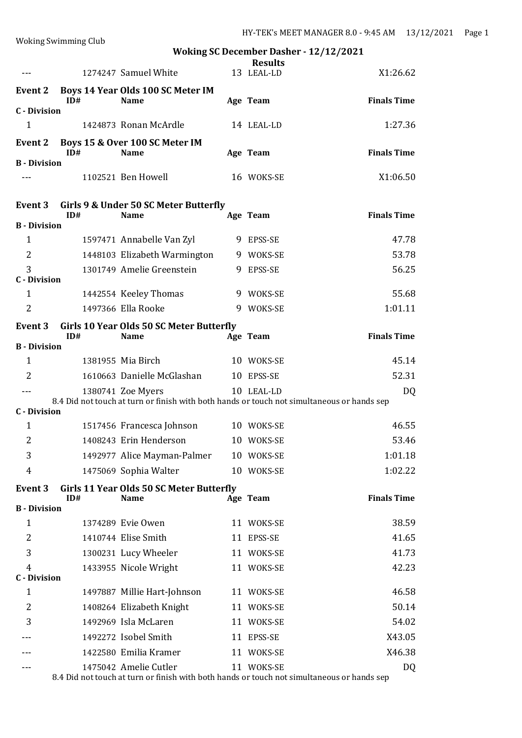Woking SC December Dasher - 12/12/2021

Results

| | ID# | Name | Age | Team | Finals Time |
|---|---|---|---|---|---|
| --- | 1274247 | Samuel White | 13 | LEAL-LD | X1:26.62 |

**Event 2 Boys 14 Year Olds 100 SC Meter IM**

| | ID# | Name | Age | Team | Finals Time |
|---|---|---|---|---|---|
| **C - Division** | | | | | |
| 1 | 1424873 | Ronan McArdle | 14 | LEAL-LD | 1:27.36 |

**Event 2 Boys 15 & Over 100 SC Meter IM**

| | ID# | Name | Age | Team | Finals Time |
|---|---|---|---|---|---|
| **B - Division** | | | | | |
| --- | 1102521 | Ben Howell | 16 | WOKS-SE | X1:06.50 |

**Event 3 Girls 9 & Under 50 SC Meter Butterfly**

| | ID# | Name | Age | Team | Finals Time |
|---|---|---|---|---|---|
| **B - Division** | | | | | |
| 1 | 1597471 | Annabelle Van Zyl | 9 | EPSS-SE | 47.78 |
| 2 | 1448103 | Elizabeth Warmington | 9 | WOKS-SE | 53.78 |
| 3 | 1301749 | Amelie Greenstein | 9 | EPSS-SE | 56.25 |
| **C - Division** | | | | | |
| 1 | 1442554 | Keeley Thomas | 9 | WOKS-SE | 55.68 |
| 2 | 1497366 | Ella Rooke | 9 | WOKS-SE | 1:01.11 |

**Event 3 Girls 10 Year Olds 50 SC Meter Butterfly**

| | ID# | Name | Age | Team | Finals Time |
|---|---|---|---|---|---|
| **B - Division** | | | | | |
| 1 | 1381955 | Mia Birch | 10 | WOKS-SE | 45.14 |
| 2 | 1610663 | Danielle McGlashan | 10 | EPSS-SE | 52.31 |
| --- | 1380741 | Zoe Myers | 10 | LEAL-LD | DQ |
| | 8.4 Did not touch at turn or finish with both hands or touch not simultaneous or hands sep | | | | |
| **C - Division** | | | | | |
| 1 | 1517456 | Francesca Johnson | 10 | WOKS-SE | 46.55 |
| 2 | 1408243 | Erin Henderson | 10 | WOKS-SE | 53.46 |
| 3 | 1492977 | Alice Mayman-Palmer | 10 | WOKS-SE | 1:01.18 |
| 4 | 1475069 | Sophia Walter | 10 | WOKS-SE | 1:02.22 |

**Event 3 Girls 11 Year Olds 50 SC Meter Butterfly**

| | ID# | Name | Age | Team | Finals Time |
|---|---|---|---|---|---|
| **B - Division** | | | | | |
| 1 | 1374289 | Evie Owen | 11 | WOKS-SE | 38.59 |
| 2 | 1410744 | Elise Smith | 11 | EPSS-SE | 41.65 |
| 3 | 1300231 | Lucy Wheeler | 11 | WOKS-SE | 41.73 |
| 4 | 1433955 | Nicole Wright | 11 | WOKS-SE | 42.23 |
| **C - Division** | | | | | |
| 1 | 1497887 | Millie Hart-Johnson | 11 | WOKS-SE | 46.58 |
| 2 | 1408264 | Elizabeth Knight | 11 | WOKS-SE | 50.14 |
| 3 | 1492969 | Isla McLaren | 11 | WOKS-SE | 54.02 |
| --- | 1492272 | Isobel Smith | 11 | EPSS-SE | X43.05 |
| --- | 1422580 | Emilia Kramer | 11 | WOKS-SE | X46.38 |
| --- | 1475042 | Amelie Cutler | 11 | WOKS-SE | DQ |
| | 8.4 Did not touch at turn or finish with both hands or touch not simultaneous or hands sep | | | | |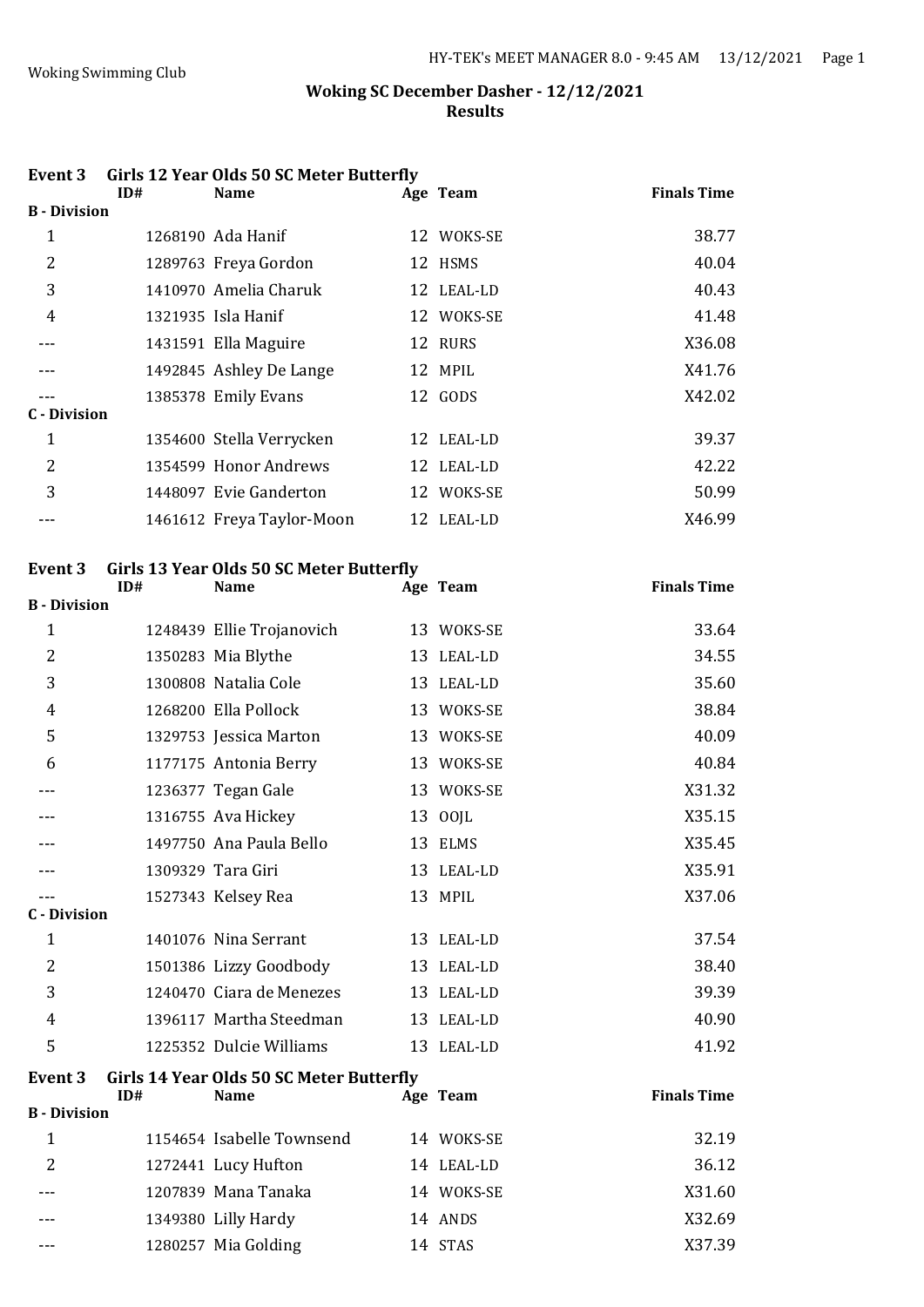Woking Swimming Club

**Woking SC December Dasher - 12/12/2021**
**Results**

### Event 3 Girls 12 Year Olds 50 SC Meter Butterfly

| | ID# | Name | Age | Team | Finals Time |
|---|---|---|---|---|---|
| **B - Division** | | | | | |
| 1 | 1268190 | Ada Hanif | 12 | WOKS-SE | 38.77 |
| 2 | 1289763 | Freya Gordon | 12 | HSMS | 40.04 |
| 3 | 1410970 | Amelia Charuk | 12 | LEAL-LD | 40.43 |
| 4 | 1321935 | Isla Hanif | 12 | WOKS-SE | 41.48 |
| --- | 1431591 | Ella Maguire | 12 | RURS | X36.08 |
| --- | 1492845 | Ashley De Lange | 12 | MPIL | X41.76 |
| --- | 1385378 | Emily Evans | 12 | GODS | X42.02 |
| **C - Division** | | | | | |
| 1 | 1354600 | Stella Verrycken | 12 | LEAL-LD | 39.37 |
| 2 | 1354599 | Honor Andrews | 12 | LEAL-LD | 42.22 |
| 3 | 1448097 | Evie Ganderton | 12 | WOKS-SE | 50.99 |
| --- | 1461612 | Freya Taylor-Moon | 12 | LEAL-LD | X46.99 |

### Event 3 Girls 13 Year Olds 50 SC Meter Butterfly

| | ID# | Name | Age | Team | Finals Time |
|---|---|---|---|---|---|
| **B - Division** | | | | | |
| 1 | 1248439 | Ellie Trojanovich | 13 | WOKS-SE | 33.64 |
| 2 | 1350283 | Mia Blythe | 13 | LEAL-LD | 34.55 |
| 3 | 1300808 | Natalia Cole | 13 | LEAL-LD | 35.60 |
| 4 | 1268200 | Ella Pollock | 13 | WOKS-SE | 38.84 |
| 5 | 1329753 | Jessica Marton | 13 | WOKS-SE | 40.09 |
| 6 | 1177175 | Antonia Berry | 13 | WOKS-SE | 40.84 |
| --- | 1236377 | Tegan Gale | 13 | WOKS-SE | X31.32 |
| --- | 1316755 | Ava Hickey | 13 | OOJL | X35.15 |
| --- | 1497750 | Ana Paula Bello | 13 | ELMS | X35.45 |
| --- | 1309329 | Tara Giri | 13 | LEAL-LD | X35.91 |
| --- | 1527343 | Kelsey Rea | 13 | MPIL | X37.06 |
| **C - Division** | | | | | |
| 1 | 1401076 | Nina Serrant | 13 | LEAL-LD | 37.54 |
| 2 | 1501386 | Lizzy Goodbody | 13 | LEAL-LD | 38.40 |
| 3 | 1240470 | Ciara de Menezes | 13 | LEAL-LD | 39.39 |
| 4 | 1396117 | Martha Steedman | 13 | LEAL-LD | 40.90 |
| 5 | 1225352 | Dulcie Williams | 13 | LEAL-LD | 41.92 |

### Event 3 Girls 14 Year Olds 50 SC Meter Butterfly

| | ID# | Name | Age | Team | Finals Time |
|---|---|---|---|---|---|
| **B - Division** | | | | | |
| 1 | 1154654 | Isabelle Townsend | 14 | WOKS-SE | 32.19 |
| 2 | 1272441 | Lucy Hufton | 14 | LEAL-LD | 36.12 |
| --- | 1207839 | Mana Tanaka | 14 | WOKS-SE | X31.60 |
| --- | 1349380 | Lilly Hardy | 14 | ANDS | X32.69 |
| --- | 1280257 | Mia Golding | 14 | STAS | X37.39 |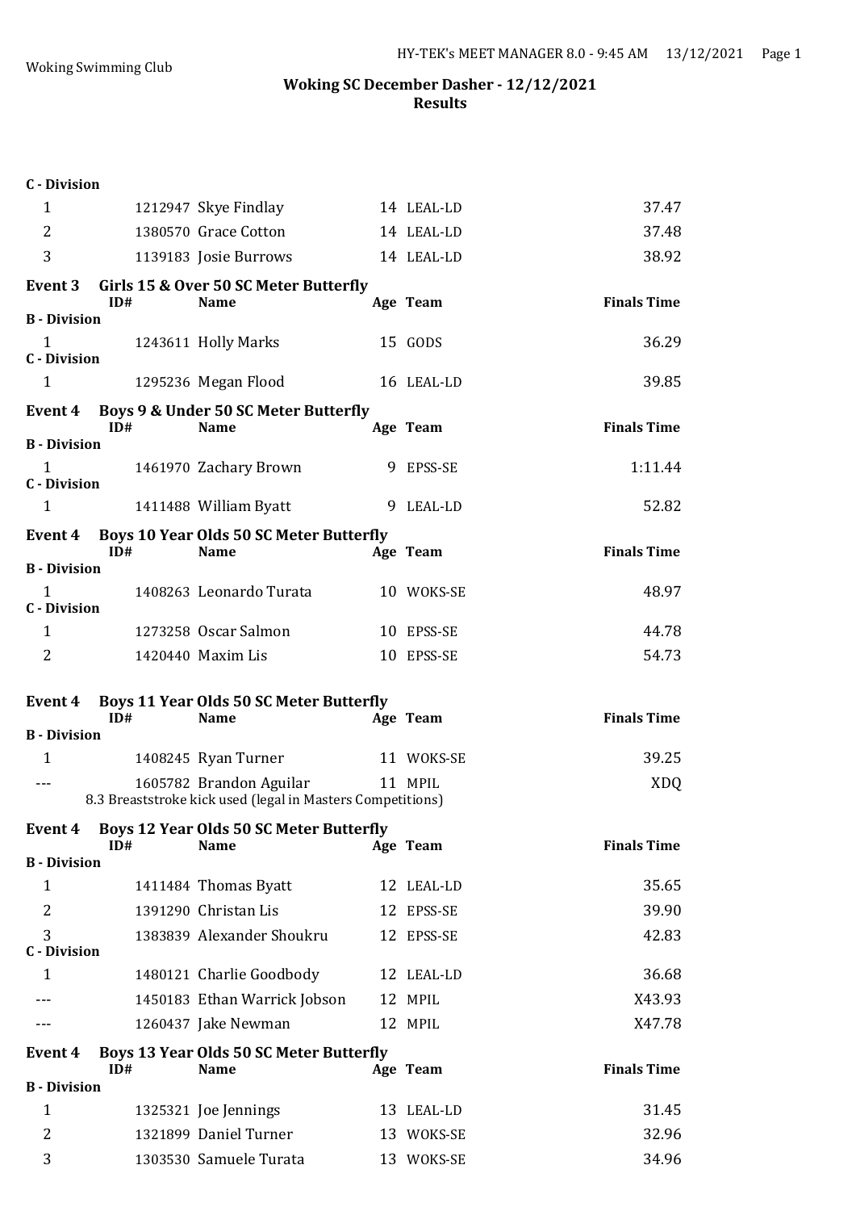Woking Swimming Club

**Woking SC December Dasher - 12/12/2021**
**Results**

**C - Division**

| | ID# | Name | Age | Team | Finals Time |
|---|---|---|---|---|---|
| 1 | 1212947 | Skye Findlay | 14 | LEAL-LD | 37.47 |
| 2 | 1380570 | Grace Cotton | 14 | LEAL-LD | 37.48 |
| 3 | 1139183 | Josie Burrows | 14 | LEAL-LD | 38.92 |

### Event 3 Girls 15 & Over 50 SC Meter Butterfly

| | ID# | Name | Age | Team | Finals Time |
|---|---|---|---|---|---|
| **B - Division** | | | | | |
| 1 | 1243611 | Holly Marks | 15 | GODS | 36.29 |
| **C - Division** | | | | | |
| 1 | 1295236 | Megan Flood | 16 | LEAL-LD | 39.85 |

### Event 4 Boys 9 & Under 50 SC Meter Butterfly

| | ID# | Name | Age | Team | Finals Time |
|---|---|---|---|---|---|
| **B - Division** | | | | | |
| 1 | 1461970 | Zachary Brown | 9 | EPSS-SE | 1:11.44 |
| **C - Division** | | | | | |
| 1 | 1411488 | William Byatt | 9 | LEAL-LD | 52.82 |

### Event 4 Boys 10 Year Olds 50 SC Meter Butterfly

| | ID# | Name | Age | Team | Finals Time |
|---|---|---|---|---|---|
| **B - Division** | | | | | |
| 1 | 1408263 | Leonardo Turata | 10 | WOKS-SE | 48.97 |
| **C - Division** | | | | | |
| 1 | 1273258 | Oscar Salmon | 10 | EPSS-SE | 44.78 |
| 2 | 1420440 | Maxim Lis | 10 | EPSS-SE | 54.73 |

### Event 4 Boys 11 Year Olds 50 SC Meter Butterfly

| | ID# | Name | Age | Team | Finals Time |
|---|---|---|---|---|---|
| **B - Division** | | | | | |
| 1 | 1408245 | Ryan Turner | 11 | WOKS-SE | 39.25 |
| --- | 1605782 | Brandon Aguilar | 11 | MPIL | XDQ |
| | 8.3 Breaststroke kick used (legal in Masters Competitions) | | | | |

### Event 4 Boys 12 Year Olds 50 SC Meter Butterfly

| | ID# | Name | Age | Team | Finals Time |
|---|---|---|---|---|---|
| **B - Division** | | | | | |
| 1 | 1411484 | Thomas Byatt | 12 | LEAL-LD | 35.65 |
| 2 | 1391290 | Christan Lis | 12 | EPSS-SE | 39.90 |
| 3 | 1383839 | Alexander Shoukru | 12 | EPSS-SE | 42.83 |
| **C - Division** | | | | | |
| 1 | 1480121 | Charlie Goodbody | 12 | LEAL-LD | 36.68 |
| --- | 1450183 | Ethan Warrick Jobson | 12 | MPIL | X43.93 |
| --- | 1260437 | Jake Newman | 12 | MPIL | X47.78 |

### Event 4 Boys 13 Year Olds 50 SC Meter Butterfly

| | ID# | Name | Age | Team | Finals Time |
|---|---|---|---|---|---|
| **B - Division** | | | | | |
| 1 | 1325321 | Joe Jennings | 13 | LEAL-LD | 31.45 |
| 2 | 1321899 | Daniel Turner | 13 | WOKS-SE | 32.96 |
| 3 | 1303530 | Samuele Turata | 13 | WOKS-SE | 34.96 |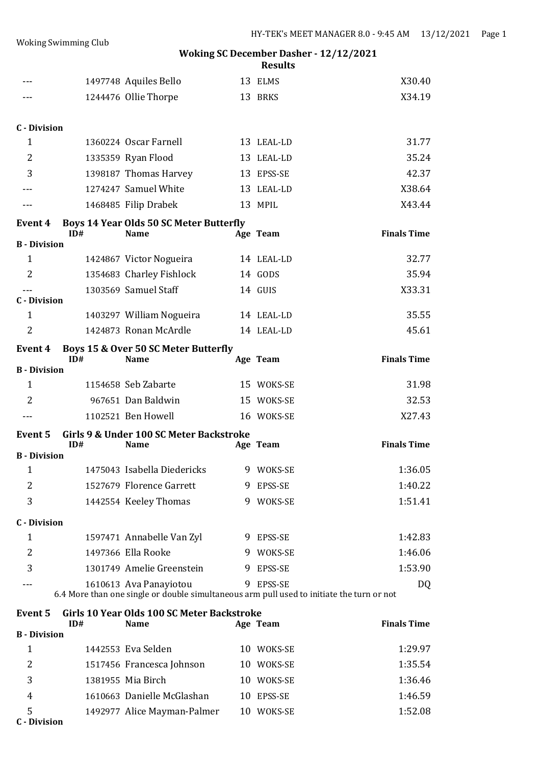## Woking SC December Dasher - 12/12/2021

### Results

| | ID# | Name | Age | Team | Finals Time |
|---|---|---|---|---|---|
| --- | 1497748 | Aquiles Bello | 13 | ELMS | X30.40 |
| --- | 1244476 | Ollie Thorpe | 13 | BRKS | X34.19 |

**C - Division**

| | ID# | Name | Age | Team | Finals Time |
|---|---|---|---|---|---|
| 1 | 1360224 | Oscar Farnell | 13 | LEAL-LD | 31.77 |
| 2 | 1335359 | Ryan Flood | 13 | LEAL-LD | 35.24 |
| 3 | 1398187 | Thomas Harvey | 13 | EPSS-SE | 42.37 |
| --- | 1274247 | Samuel White | 13 | LEAL-LD | X38.64 |
| --- | 1468485 | Filip Drabek | 13 | MPIL | X43.44 |

### Event 4 Boys 14 Year Olds 50 SC Meter Butterfly

**B - Division**

| | ID# | Name | Age | Team | Finals Time |
|---|---|---|---|---|---|
| 1 | 1424867 | Victor Nogueira | 14 | LEAL-LD | 32.77 |
| 2 | 1354683 | Charley Fishlock | 14 | GODS | 35.94 |
| --- | 1303569 | Samuel Staff | 14 | GUIS | X33.31 |

**C - Division**

| | ID# | Name | Age | Team | Finals Time |
|---|---|---|---|---|---|
| 1 | 1403297 | William Nogueira | 14 | LEAL-LD | 35.55 |
| 2 | 1424873 | Ronan McArdle | 14 | LEAL-LD | 45.61 |

### Event 4 Boys 15 & Over 50 SC Meter Butterfly

**B - Division**

| | ID# | Name | Age | Team | Finals Time |
|---|---|---|---|---|---|
| 1 | 1154658 | Seb Zabarte | 15 | WOKS-SE | 31.98 |
| 2 | 967651 | Dan Baldwin | 15 | WOKS-SE | 32.53 |
| --- | 1102521 | Ben Howell | 16 | WOKS-SE | X27.43 |

### Event 5 Girls 9 & Under 100 SC Meter Backstroke

**B - Division**

| | ID# | Name | Age | Team | Finals Time |
|---|---|---|---|---|---|
| 1 | 1475043 | Isabella Diedericks | 9 | WOKS-SE | 1:36.05 |
| 2 | 1527679 | Florence Garrett | 9 | EPSS-SE | 1:40.22 |
| 3 | 1442554 | Keeley Thomas | 9 | WOKS-SE | 1:51.41 |

**C - Division**

| | ID# | Name | Age | Team | Finals Time |
|---|---|---|---|---|---|
| 1 | 1597471 | Annabelle Van Zyl | 9 | EPSS-SE | 1:42.83 |
| 2 | 1497366 | Ella Rooke | 9 | WOKS-SE | 1:46.06 |
| 3 | 1301749 | Amelie Greenstein | 9 | EPSS-SE | 1:53.90 |
| --- | 1610613 | Ava Panayiotou | 9 | EPSS-SE | DQ |

6.4 More than one single or double simultaneous arm pull used to initiate the turn or not

### Event 5 Girls 10 Year Olds 100 SC Meter Backstroke

**B - Division**

| | ID# | Name | Age | Team | Finals Time |
|---|---|---|---|---|---|
| 1 | 1442553 | Eva Selden | 10 | WOKS-SE | 1:29.97 |
| 2 | 1517456 | Francesca Johnson | 10 | WOKS-SE | 1:35.54 |
| 3 | 1381955 | Mia Birch | 10 | WOKS-SE | 1:36.46 |
| 4 | 1610663 | Danielle McGlashan | 10 | EPSS-SE | 1:46.59 |
| 5 | 1492977 | Alice Mayman-Palmer | 10 | WOKS-SE | 1:52.08 |

**C - Division**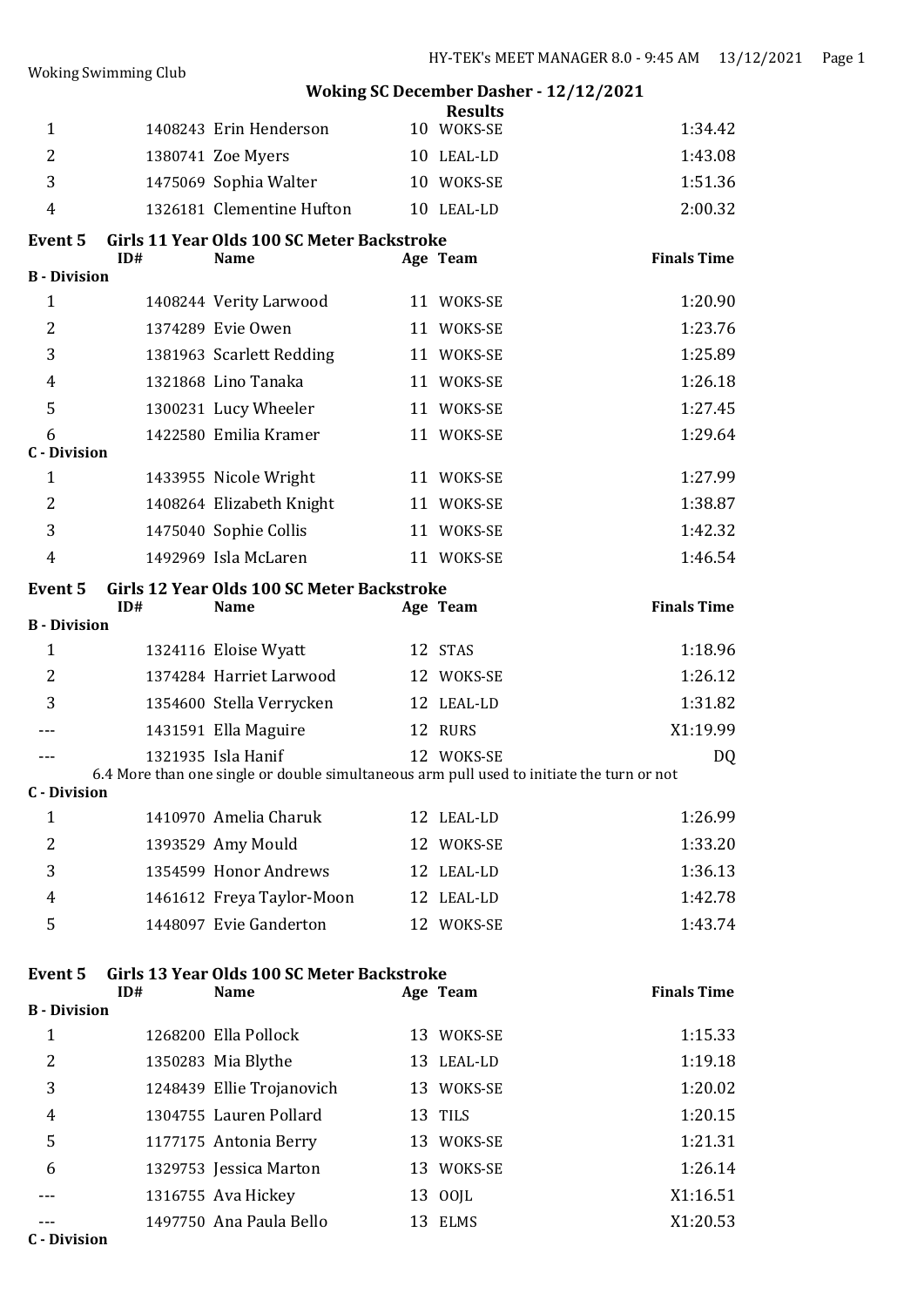## Woking SC December Dasher - 12/12/2021

### Results

| | ID# | Name | Age | Team | Finals Time |
|---|---|---|---|---|---|
| 1 | 1408243 | Erin Henderson | 10 | WOKS-SE | 1:34.42 |
| 2 | 1380741 | Zoe Myers | 10 | LEAL-LD | 1:43.08 |
| 3 | 1475069 | Sophia Walter | 10 | WOKS-SE | 1:51.36 |
| 4 | 1326181 | Clementine Hufton | 10 | LEAL-LD | 2:00.32 |

### Event 5 Girls 11 Year Olds 100 SC Meter Backstroke

| | ID# | Name | Age | Team | Finals Time |
|---|---|---|---|---|---|
| **B - Division** | | | | | |
| 1 | 1408244 | Verity Larwood | 11 | WOKS-SE | 1:20.90 |
| 2 | 1374289 | Evie Owen | 11 | WOKS-SE | 1:23.76 |
| 3 | 1381963 | Scarlett Redding | 11 | WOKS-SE | 1:25.89 |
| 4 | 1321868 | Lino Tanaka | 11 | WOKS-SE | 1:26.18 |
| 5 | 1300231 | Lucy Wheeler | 11 | WOKS-SE | 1:27.45 |
| 6 | 1422580 | Emilia Kramer | 11 | WOKS-SE | 1:29.64 |
| **C - Division** | | | | | |
| 1 | 1433955 | Nicole Wright | 11 | WOKS-SE | 1:27.99 |
| 2 | 1408264 | Elizabeth Knight | 11 | WOKS-SE | 1:38.87 |
| 3 | 1475040 | Sophie Collis | 11 | WOKS-SE | 1:42.32 |
| 4 | 1492969 | Isla McLaren | 11 | WOKS-SE | 1:46.54 |

### Event 5 Girls 12 Year Olds 100 SC Meter Backstroke

| | ID# | Name | Age | Team | Finals Time |
|---|---|---|---|---|---|
| **B - Division** | | | | | |
| 1 | 1324116 | Eloise Wyatt | 12 | STAS | 1:18.96 |
| 2 | 1374284 | Harriet Larwood | 12 | WOKS-SE | 1:26.12 |
| 3 | 1354600 | Stella Verrycken | 12 | LEAL-LD | 1:31.82 |
| --- | 1431591 | Ella Maguire | 12 | RURS | X1:19.99 |
| --- | 1321935 | Isla Hanif | 12 | WOKS-SE | DQ |
| | | 6.4 More than one single or double simultaneous arm pull used to initiate the turn or not | | | |
| **C - Division** | | | | | |
| 1 | 1410970 | Amelia Charuk | 12 | LEAL-LD | 1:26.99 |
| 2 | 1393529 | Amy Mould | 12 | WOKS-SE | 1:33.20 |
| 3 | 1354599 | Honor Andrews | 12 | LEAL-LD | 1:36.13 |
| 4 | 1461612 | Freya Taylor-Moon | 12 | LEAL-LD | 1:42.78 |
| 5 | 1448097 | Evie Ganderton | 12 | WOKS-SE | 1:43.74 |

### Event 5 Girls 13 Year Olds 100 SC Meter Backstroke

| | ID# | Name | Age | Team | Finals Time |
|---|---|---|---|---|---|
| **B - Division** | | | | | |
| 1 | 1268200 | Ella Pollock | 13 | WOKS-SE | 1:15.33 |
| 2 | 1350283 | Mia Blythe | 13 | LEAL-LD | 1:19.18 |
| 3 | 1248439 | Ellie Trojanovich | 13 | WOKS-SE | 1:20.02 |
| 4 | 1304755 | Lauren Pollard | 13 | TILS | 1:20.15 |
| 5 | 1177175 | Antonia Berry | 13 | WOKS-SE | 1:21.31 |
| 6 | 1329753 | Jessica Marton | 13 | WOKS-SE | 1:26.14 |
| --- | 1316755 | Ava Hickey | 13 | OOJL | X1:16.51 |
| --- | 1497750 | Ana Paula Bello | 13 | ELMS | X1:20.53 |
| **C - Division** | | | | | |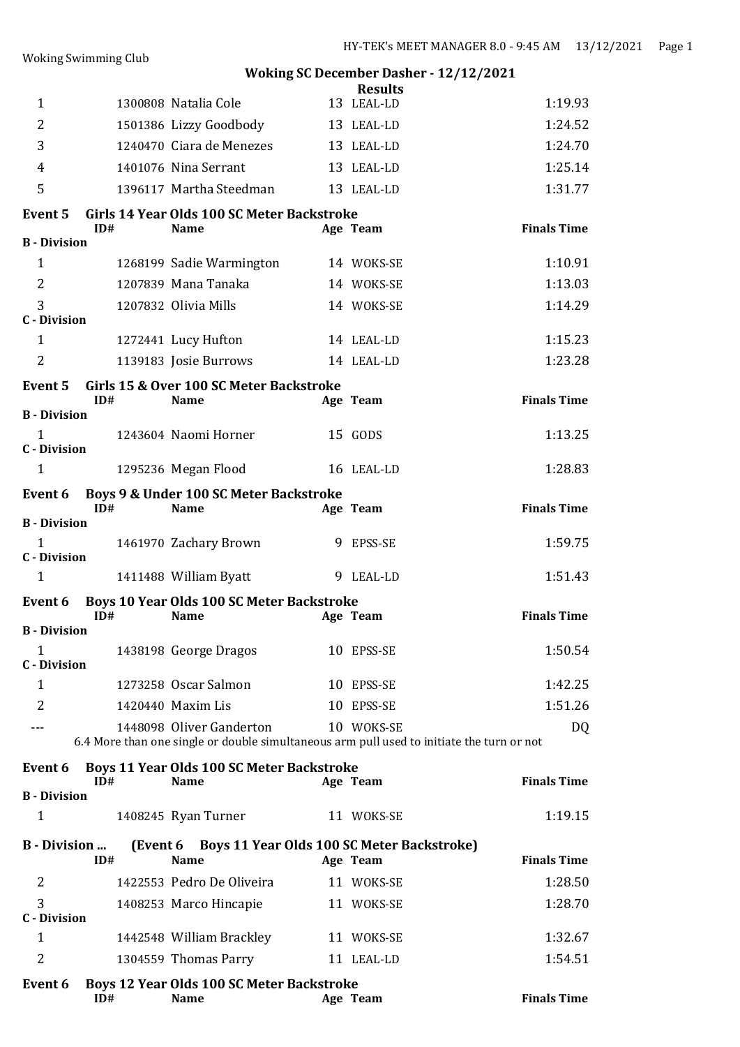Woking Swimming Club

**Woking SC December Dasher - 12/12/2021**

**Results**

| | ID# | Name | Age | Team | Finals Time |
|---|---|---|---|---|---|
| 1 | 1300808 | Natalia Cole | 13 | LEAL-LD | 1:19.93 |
| 2 | 1501386 | Lizzy Goodbody | 13 | LEAL-LD | 1:24.52 |
| 3 | 1240470 | Ciara de Menezes | 13 | LEAL-LD | 1:24.70 |
| 4 | 1401076 | Nina Serrant | 13 | LEAL-LD | 1:25.14 |
| 5 | 1396117 | Martha Steedman | 13 | LEAL-LD | 1:31.77 |

### Event 5 Girls 14 Year Olds 100 SC Meter Backstroke

| | ID# | Name | Age | Team | Finals Time |
|---|---|---|---|---|---|
| **B - Division** | | | | | |
| 1 | 1268199 | Sadie Warmington | 14 | WOKS-SE | 1:10.91 |
| 2 | 1207839 | Mana Tanaka | 14 | WOKS-SE | 1:13.03 |
| 3 | 1207832 | Olivia Mills | 14 | WOKS-SE | 1:14.29 |
| **C - Division** | | | | | |
| 1 | 1272441 | Lucy Hufton | 14 | LEAL-LD | 1:15.23 |
| 2 | 1139183 | Josie Burrows | 14 | LEAL-LD | 1:23.28 |

### Event 5 Girls 15 & Over 100 SC Meter Backstroke

| | ID# | Name | Age | Team | Finals Time |
|---|---|---|---|---|---|
| **B - Division** | | | | | |
| 1 | 1243604 | Naomi Horner | 15 | GODS | 1:13.25 |
| **C - Division** | | | | | |
| 1 | 1295236 | Megan Flood | 16 | LEAL-LD | 1:28.83 |

### Event 6 Boys 9 & Under 100 SC Meter Backstroke

| | ID# | Name | Age | Team | Finals Time |
|---|---|---|---|---|---|
| **B - Division** | | | | | |
| 1 | 1461970 | Zachary Brown | 9 | EPSS-SE | 1:59.75 |
| **C - Division** | | | | | |
| 1 | 1411488 | William Byatt | 9 | LEAL-LD | 1:51.43 |

### Event 6 Boys 10 Year Olds 100 SC Meter Backstroke

| | ID# | Name | Age | Team | Finals Time |
|---|---|---|---|---|---|
| **B - Division** | | | | | |
| 1 | 1438198 | George Dragos | 10 | EPSS-SE | 1:50.54 |
| **C - Division** | | | | | |
| 1 | 1273258 | Oscar Salmon | 10 | EPSS-SE | 1:42.25 |
| 2 | 1420440 | Maxim Lis | 10 | EPSS-SE | 1:51.26 |
| --- | 1448098 | Oliver Ganderton | 10 | WOKS-SE | DQ |

6.4 More than one single or double simultaneous arm pull used to initiate the turn or not

### Event 6 Boys 11 Year Olds 100 SC Meter Backstroke

| | ID# | Name | Age | Team | Finals Time |
|---|---|---|---|---|---|
| **B - Division** | | | | | |
| 1 | 1408245 | Ryan Turner | 11 | WOKS-SE | 1:19.15 |

**B - Division ... (Event 6 Boys 11 Year Olds 100 SC Meter Backstroke)**

| | ID# | Name | Age | Team | Finals Time |
|---|---|---|---|---|---|
| 2 | 1422553 | Pedro De Oliveira | 11 | WOKS-SE | 1:28.50 |
| 3 | 1408253 | Marco Hincapie | 11 | WOKS-SE | 1:28.70 |
| **C - Division** | | | | | |
| 1 | 1442548 | William Brackley | 11 | WOKS-SE | 1:32.67 |
| 2 | 1304559 | Thomas Parry | 11 | LEAL-LD | 1:54.51 |

### Event 6 Boys 12 Year Olds 100 SC Meter Backstroke

| | ID# | Name | Age | Team | Finals Time |
|---|---|---|---|---|---|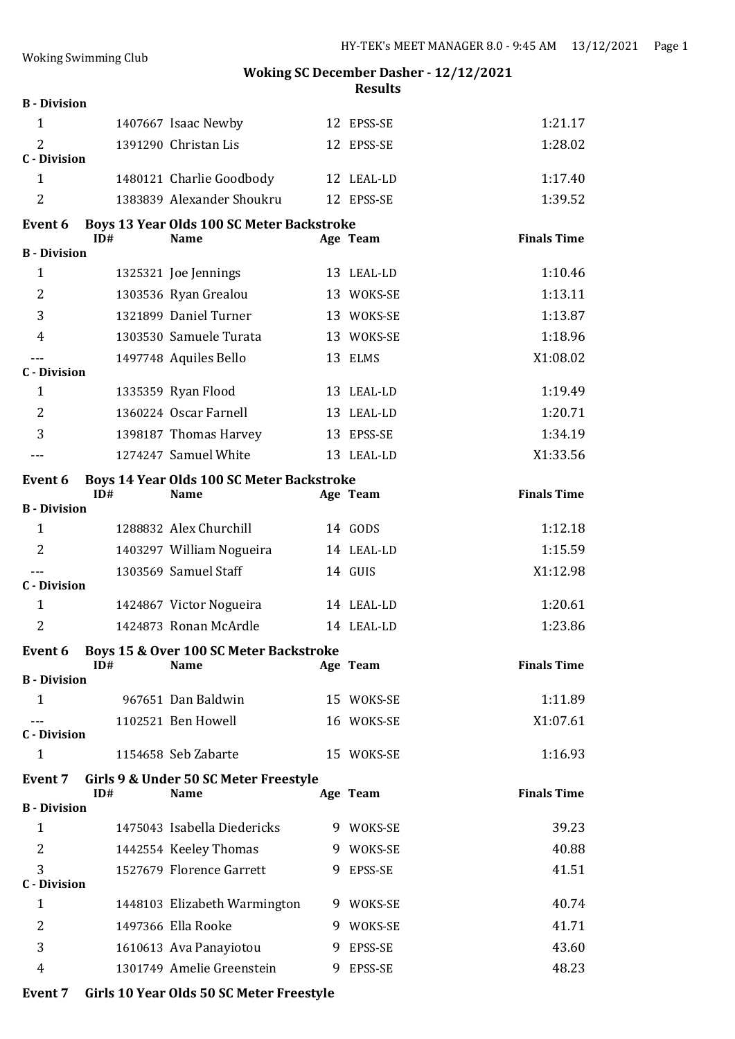**Woking SC December Dasher - 12/12/2021**
**Results**

| | ID# | Name | Age | Team | Finals Time |
|---|---|---|---|---|---|
| **B - Division** | | | | | |
| 1 | 1407667 | Isaac Newby | 12 | EPSS-SE | 1:21.17 |
| 2 | 1391290 | Christan Lis | 12 | EPSS-SE | 1:28.02 |
| **C - Division** | | | | | |
| 1 | 1480121 | Charlie Goodbody | 12 | LEAL-LD | 1:17.40 |
| 2 | 1383839 | Alexander Shoukru | 12 | EPSS-SE | 1:39.52 |

**Event 6 Boys 13 Year Olds 100 SC Meter Backstroke**

| | ID# | Name | Age | Team | Finals Time |
|---|---|---|---|---|---|
| **B - Division** | | | | | |
| 1 | 1325321 | Joe Jennings | 13 | LEAL-LD | 1:10.46 |
| 2 | 1303536 | Ryan Grealou | 13 | WOKS-SE | 1:13.11 |
| 3 | 1321899 | Daniel Turner | 13 | WOKS-SE | 1:13.87 |
| 4 | 1303530 | Samuele Turata | 13 | WOKS-SE | 1:18.96 |
| --- | 1497748 | Aquiles Bello | 13 | ELMS | X1:08.02 |
| **C - Division** | | | | | |
| 1 | 1335359 | Ryan Flood | 13 | LEAL-LD | 1:19.49 |
| 2 | 1360224 | Oscar Farnell | 13 | LEAL-LD | 1:20.71 |
| 3 | 1398187 | Thomas Harvey | 13 | EPSS-SE | 1:34.19 |
| --- | 1274247 | Samuel White | 13 | LEAL-LD | X1:33.56 |

**Event 6 Boys 14 Year Olds 100 SC Meter Backstroke**

| | ID# | Name | Age | Team | Finals Time |
|---|---|---|---|---|---|
| **B - Division** | | | | | |
| 1 | 1288832 | Alex Churchill | 14 | GODS | 1:12.18 |
| 2 | 1403297 | William Nogueira | 14 | LEAL-LD | 1:15.59 |
| --- | 1303569 | Samuel Staff | 14 | GUIS | X1:12.98 |
| **C - Division** | | | | | |
| 1 | 1424867 | Victor Nogueira | 14 | LEAL-LD | 1:20.61 |
| 2 | 1424873 | Ronan McArdle | 14 | LEAL-LD | 1:23.86 |

**Event 6 Boys 15 & Over 100 SC Meter Backstroke**

| | ID# | Name | Age | Team | Finals Time |
|---|---|---|---|---|---|
| **B - Division** | | | | | |
| 1 | 967651 | Dan Baldwin | 15 | WOKS-SE | 1:11.89 |
| --- | 1102521 | Ben Howell | 16 | WOKS-SE | X1:07.61 |
| **C - Division** | | | | | |
| 1 | 1154658 | Seb Zabarte | 15 | WOKS-SE | 1:16.93 |

**Event 7 Girls 9 & Under 50 SC Meter Freestyle**

| | ID# | Name | Age | Team | Finals Time |
|---|---|---|---|---|---|
| **B - Division** | | | | | |
| 1 | 1475043 | Isabella Diedericks | 9 | WOKS-SE | 39.23 |
| 2 | 1442554 | Keeley Thomas | 9 | WOKS-SE | 40.88 |
| 3 | 1527679 | Florence Garrett | 9 | EPSS-SE | 41.51 |
| **C - Division** | | | | | |
| 1 | 1448103 | Elizabeth Warmington | 9 | WOKS-SE | 40.74 |
| 2 | 1497366 | Ella Rooke | 9 | WOKS-SE | 41.71 |
| 3 | 1610613 | Ava Panayiotou | 9 | EPSS-SE | 43.60 |
| 4 | 1301749 | Amelie Greenstein | 9 | EPSS-SE | 48.23 |

**Event 7 Girls 10 Year Olds 50 SC Meter Freestyle**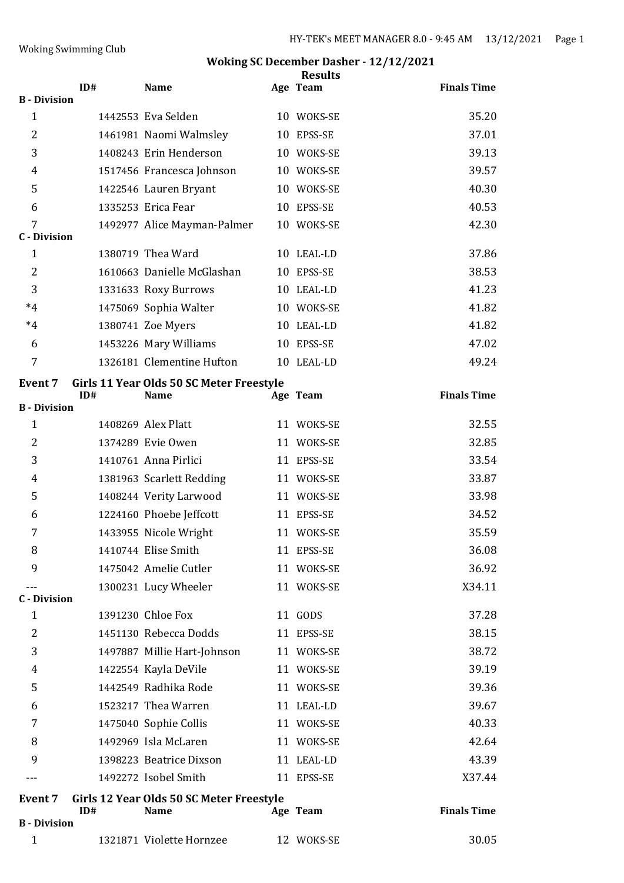Woking Swimming Club

## Woking SC December Dasher - 12/12/2021

### Results

| | ID# | Name | Age | Team | Finals Time |
|---|---|---|---|---|---|
| **B - Division** | | | | | |
| 1 | 1442553 | Eva Selden | 10 | WOKS-SE | 35.20 |
| 2 | 1461981 | Naomi Walmsley | 10 | EPSS-SE | 37.01 |
| 3 | 1408243 | Erin Henderson | 10 | WOKS-SE | 39.13 |
| 4 | 1517456 | Francesca Johnson | 10 | WOKS-SE | 39.57 |
| 5 | 1422546 | Lauren Bryant | 10 | WOKS-SE | 40.30 |
| 6 | 1335253 | Erica Fear | 10 | EPSS-SE | 40.53 |
| 7 | 1492977 | Alice Mayman-Palmer | 10 | WOKS-SE | 42.30 |
| **C - Division** | | | | | |
| 1 | 1380719 | Thea Ward | 10 | LEAL-LD | 37.86 |
| 2 | 1610663 | Danielle McGlashan | 10 | EPSS-SE | 38.53 |
| 3 | 1331633 | Roxy Burrows | 10 | LEAL-LD | 41.23 |
| *4 | 1475069 | Sophia Walter | 10 | WOKS-SE | 41.82 |
| *4 | 1380741 | Zoe Myers | 10 | LEAL-LD | 41.82 |
| 6 | 1453226 | Mary Williams | 10 | EPSS-SE | 47.02 |
| 7 | 1326181 | Clementine Hufton | 10 | LEAL-LD | 49.24 |

### Event 7 Girls 11 Year Olds 50 SC Meter Freestyle

| | ID# | Name | Age | Team | Finals Time |
|---|---|---|---|---|---|
| **B - Division** | | | | | |
| 1 | 1408269 | Alex Platt | 11 | WOKS-SE | 32.55 |
| 2 | 1374289 | Evie Owen | 11 | WOKS-SE | 32.85 |
| 3 | 1410761 | Anna Pirlici | 11 | EPSS-SE | 33.54 |
| 4 | 1381963 | Scarlett Redding | 11 | WOKS-SE | 33.87 |
| 5 | 1408244 | Verity Larwood | 11 | WOKS-SE | 33.98 |
| 6 | 1224160 | Phoebe Jeffcott | 11 | EPSS-SE | 34.52 |
| 7 | 1433955 | Nicole Wright | 11 | WOKS-SE | 35.59 |
| 8 | 1410744 | Elise Smith | 11 | EPSS-SE | 36.08 |
| 9 | 1475042 | Amelie Cutler | 11 | WOKS-SE | 36.92 |
| --- | 1300231 | Lucy Wheeler | 11 | WOKS-SE | X34.11 |
| **C - Division** | | | | | |
| 1 | 1391230 | Chloe Fox | 11 | GODS | 37.28 |
| 2 | 1451130 | Rebecca Dodds | 11 | EPSS-SE | 38.15 |
| 3 | 1497887 | Millie Hart-Johnson | 11 | WOKS-SE | 38.72 |
| 4 | 1422554 | Kayla DeVile | 11 | WOKS-SE | 39.19 |
| 5 | 1442549 | Radhika Rode | 11 | WOKS-SE | 39.36 |
| 6 | 1523217 | Thea Warren | 11 | LEAL-LD | 39.67 |
| 7 | 1475040 | Sophie Collis | 11 | WOKS-SE | 40.33 |
| 8 | 1492969 | Isla McLaren | 11 | WOKS-SE | 42.64 |
| 9 | 1398223 | Beatrice Dixson | 11 | LEAL-LD | 43.39 |
| --- | 1492272 | Isobel Smith | 11 | EPSS-SE | X37.44 |

### Event 7 Girls 12 Year Olds 50 SC Meter Freestyle

| | ID# | Name | Age | Team | Finals Time |
|---|---|---|---|---|---|
| **B - Division** | | | | | |
| 1 | 1321871 | Violette Hornzee | 12 | WOKS-SE | 30.05 |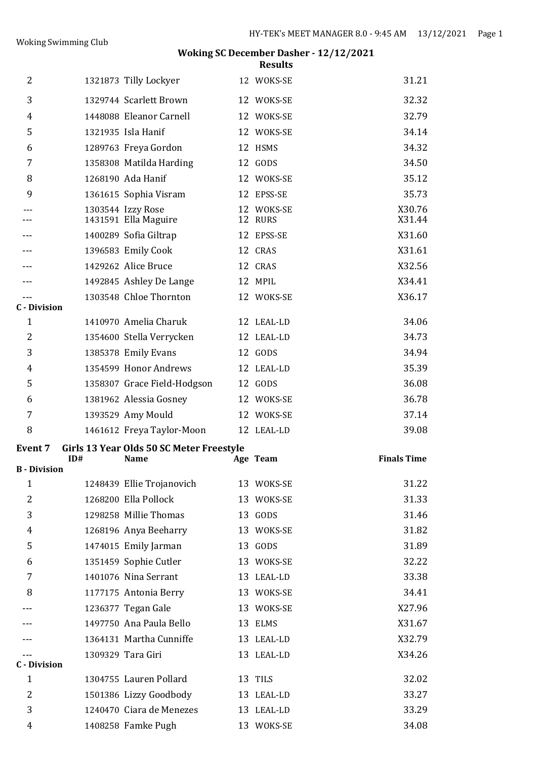**Woking SC December Dasher - 12/12/2021**

**Results**

| | ID# | Name | Age | Team | Finals Time |
|---|---|---|---|---|---|
| 2 | 1321873 | Tilly Lockyer | 12 | WOKS-SE | 31.21 |
| 3 | 1329744 | Scarlett Brown | 12 | WOKS-SE | 32.32 |
| 4 | 1448088 | Eleanor Carnell | 12 | WOKS-SE | 32.79 |
| 5 | 1321935 | Isla Hanif | 12 | WOKS-SE | 34.14 |
| 6 | 1289763 | Freya Gordon | 12 | HSMS | 34.32 |
| 7 | 1358308 | Matilda Harding | 12 | GODS | 34.50 |
| 8 | 1268190 | Ada Hanif | 12 | WOKS-SE | 35.12 |
| 9 | 1361615 | Sophia Visram | 12 | EPSS-SE | 35.73 |
| --- | 1303544 | Izzy Rose | 12 | WOKS-SE | X30.76 |
| --- | 1431591 | Ella Maguire | 12 | RURS | X31.44 |
| --- | 1400289 | Sofia Giltrap | 12 | EPSS-SE | X31.60 |
| --- | 1396583 | Emily Cook | 12 | CRAS | X31.61 |
| --- | 1429262 | Alice Bruce | 12 | CRAS | X32.56 |
| --- | 1492845 | Ashley De Lange | 12 | MPIL | X34.41 |
| --- | 1303548 | Chloe Thornton | 12 | WOKS-SE | X36.17 |
| **C - Division** | | | | | |
| 1 | 1410970 | Amelia Charuk | 12 | LEAL-LD | 34.06 |
| 2 | 1354600 | Stella Verrycken | 12 | LEAL-LD | 34.73 |
| 3 | 1385378 | Emily Evans | 12 | GODS | 34.94 |
| 4 | 1354599 | Honor Andrews | 12 | LEAL-LD | 35.39 |
| 5 | 1358307 | Grace Field-Hodgson | 12 | GODS | 36.08 |
| 6 | 1381962 | Alessia Gosney | 12 | WOKS-SE | 36.78 |
| 7 | 1393529 | Amy Mould | 12 | WOKS-SE | 37.14 |
| 8 | 1461612 | Freya Taylor-Moon | 12 | LEAL-LD | 39.08 |

**Event 7 Girls 13 Year Olds 50 SC Meter Freestyle**

| | ID# | Name | Age | Team | Finals Time |
|---|---|---|---|---|---|
| **B - Division** | | | | | |
| 1 | 1248439 | Ellie Trojanovich | 13 | WOKS-SE | 31.22 |
| 2 | 1268200 | Ella Pollock | 13 | WOKS-SE | 31.33 |
| 3 | 1298258 | Millie Thomas | 13 | GODS | 31.46 |
| 4 | 1268196 | Anya Beeharry | 13 | WOKS-SE | 31.82 |
| 5 | 1474015 | Emily Jarman | 13 | GODS | 31.89 |
| 6 | 1351459 | Sophie Cutler | 13 | WOKS-SE | 32.22 |
| 7 | 1401076 | Nina Serrant | 13 | LEAL-LD | 33.38 |
| 8 | 1177175 | Antonia Berry | 13 | WOKS-SE | 34.41 |
| --- | 1236377 | Tegan Gale | 13 | WOKS-SE | X27.96 |
| --- | 1497750 | Ana Paula Bello | 13 | ELMS | X31.67 |
| --- | 1364131 | Martha Cunniffe | 13 | LEAL-LD | X32.79 |
| --- | 1309329 | Tara Giri | 13 | LEAL-LD | X34.26 |
| **C - Division** | | | | | |
| 1 | 1304755 | Lauren Pollard | 13 | TILS | 32.02 |
| 2 | 1501386 | Lizzy Goodbody | 13 | LEAL-LD | 33.27 |
| 3 | 1240470 | Ciara de Menezes | 13 | LEAL-LD | 33.29 |
| 4 | 1408258 | Famke Pugh | 13 | WOKS-SE | 34.08 |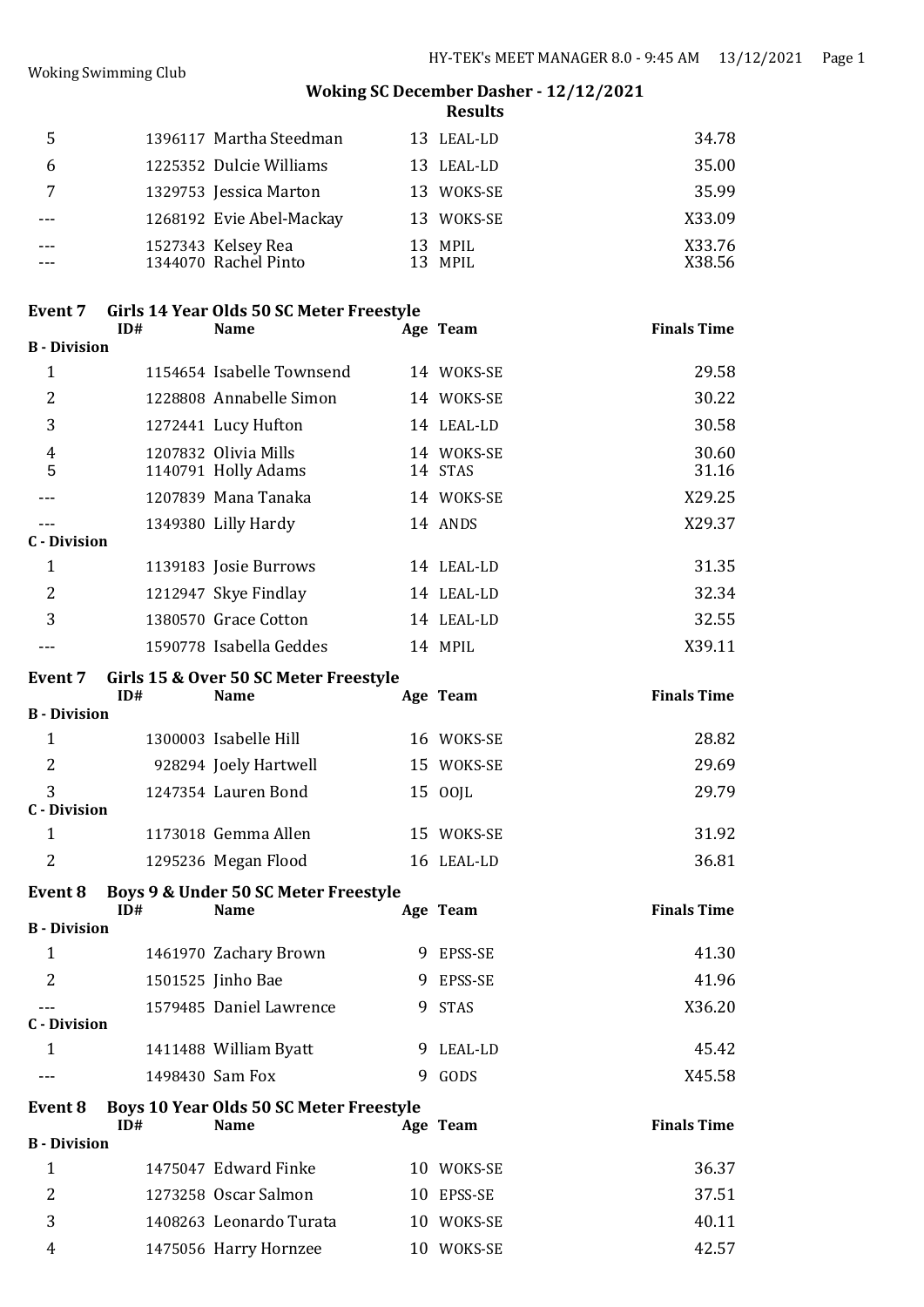## Woking SC December Dasher - 12/12/2021

### Results

| | ID# | Name | Age | Team | Finals Time |
|---|---|---|---|---|---|
| 5 | 1396117 | Martha Steedman | 13 | LEAL-LD | 34.78 |
| 6 | 1225352 | Dulcie Williams | 13 | LEAL-LD | 35.00 |
| 7 | 1329753 | Jessica Marton | 13 | WOKS-SE | 35.99 |
| --- | 1268192 | Evie Abel-Mackay | 13 | WOKS-SE | X33.09 |
| --- | 1527343 | Kelsey Rea | 13 | MPIL | X33.76 |
| --- | 1344070 | Rachel Pinto | 13 | MPIL | X38.56 |

### Event 7 Girls 14 Year Olds 50 SC Meter Freestyle

| | ID# | Name | Age | Team | Finals Time |
|---|---|---|---|---|---|
| **B - Division** | | | | | |
| 1 | 1154654 | Isabelle Townsend | 14 | WOKS-SE | 29.58 |
| 2 | 1228808 | Annabelle Simon | 14 | WOKS-SE | 30.22 |
| 3 | 1272441 | Lucy Hufton | 14 | LEAL-LD | 30.58 |
| 4 | 1207832 | Olivia Mills | 14 | WOKS-SE | 30.60 |
| 5 | 1140791 | Holly Adams | 14 | STAS | 31.16 |
| --- | 1207839 | Mana Tanaka | 14 | WOKS-SE | X29.25 |
| --- | 1349380 | Lilly Hardy | 14 | ANDS | X29.37 |
| **C - Division** | | | | | |
| 1 | 1139183 | Josie Burrows | 14 | LEAL-LD | 31.35 |
| 2 | 1212947 | Skye Findlay | 14 | LEAL-LD | 32.34 |
| 3 | 1380570 | Grace Cotton | 14 | LEAL-LD | 32.55 |
| --- | 1590778 | Isabella Geddes | 14 | MPIL | X39.11 |

### Event 7 Girls 15 & Over 50 SC Meter Freestyle

| | ID# | Name | Age | Team | Finals Time |
|---|---|---|---|---|---|
| **B - Division** | | | | | |
| 1 | 1300003 | Isabelle Hill | 16 | WOKS-SE | 28.82 |
| 2 | 928294 | Joely Hartwell | 15 | WOKS-SE | 29.69 |
| 3 | 1247354 | Lauren Bond | 15 | OOJL | 29.79 |
| **C - Division** | | | | | |
| 1 | 1173018 | Gemma Allen | 15 | WOKS-SE | 31.92 |
| 2 | 1295236 | Megan Flood | 16 | LEAL-LD | 36.81 |

### Event 8 Boys 9 & Under 50 SC Meter Freestyle

| | ID# | Name | Age | Team | Finals Time |
|---|---|---|---|---|---|
| **B - Division** | | | | | |
| 1 | 1461970 | Zachary Brown | 9 | EPSS-SE | 41.30 |
| 2 | 1501525 | Jinho Bae | 9 | EPSS-SE | 41.96 |
| --- | 1579485 | Daniel Lawrence | 9 | STAS | X36.20 |
| **C - Division** | | | | | |
| 1 | 1411488 | William Byatt | 9 | LEAL-LD | 45.42 |
| --- | 1498430 | Sam Fox | 9 | GODS | X45.58 |

### Event 8 Boys 10 Year Olds 50 SC Meter Freestyle

| | ID# | Name | Age | Team | Finals Time |
|---|---|---|---|---|---|
| **B - Division** | | | | | |
| 1 | 1475047 | Edward Finke | 10 | WOKS-SE | 36.37 |
| 2 | 1273258 | Oscar Salmon | 10 | EPSS-SE | 37.51 |
| 3 | 1408263 | Leonardo Turata | 10 | WOKS-SE | 40.11 |
| 4 | 1475056 | Harry Hornzee | 10 | WOKS-SE | 42.57 |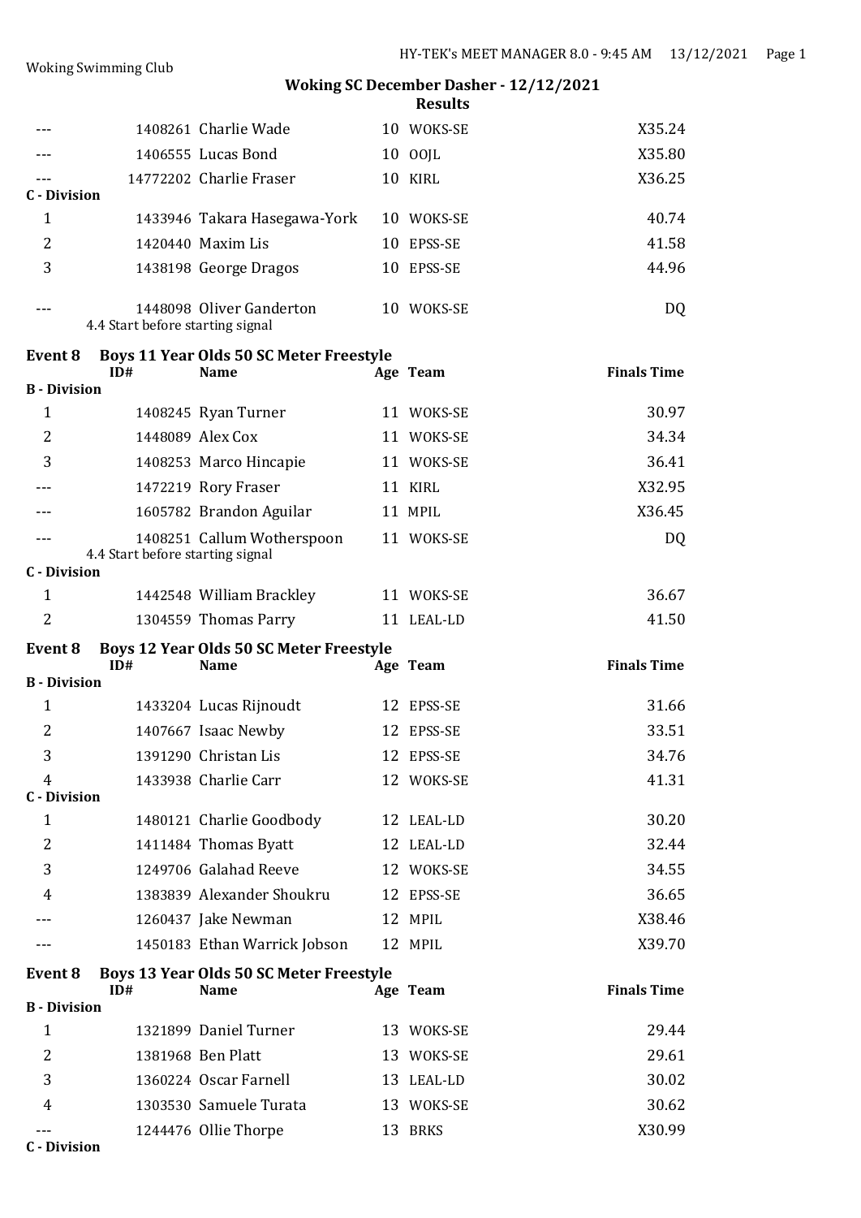## Woking SC December Dasher - 12/12/2021

### Results

| | ID# | Name | Age | Team | Finals Time |
|---|---|---|---|---|---|
| --- | 1408261 | Charlie Wade | 10 | WOKS-SE | X35.24 |
| --- | 1406555 | Lucas Bond | 10 | OOJL | X35.80 |
| --- | 14772202 | Charlie Fraser | 10 | KIRL | X36.25 |
| **C - Division** | | | | | |
| 1 | 1433946 | Takara Hasegawa-York | 10 | WOKS-SE | 40.74 |
| 2 | 1420440 | Maxim Lis | 10 | EPSS-SE | 41.58 |
| 3 | 1438198 | George Dragos | 10 | EPSS-SE | 44.96 |
| --- | 1448098 | Oliver Ganderton | 10 | WOKS-SE | DQ |
| | 4.4 Start before starting signal | | | | |

### Event 8 Boys 11 Year Olds 50 SC Meter Freestyle

| | ID# | Name | Age | Team | Finals Time |
|---|---|---|---|---|---|
| **B - Division** | | | | | |
| 1 | 1408245 | Ryan Turner | 11 | WOKS-SE | 30.97 |
| 2 | 1448089 | Alex Cox | 11 | WOKS-SE | 34.34 |
| 3 | 1408253 | Marco Hincapie | 11 | WOKS-SE | 36.41 |
| --- | 1472219 | Rory Fraser | 11 | KIRL | X32.95 |
| --- | 1605782 | Brandon Aguilar | 11 | MPIL | X36.45 |
| --- | 1408251 | Callum Wotherspoon | 11 | WOKS-SE | DQ |
| | 4.4 Start before starting signal | | | | |
| **C - Division** | | | | | |
| 1 | 1442548 | William Brackley | 11 | WOKS-SE | 36.67 |
| 2 | 1304559 | Thomas Parry | 11 | LEAL-LD | 41.50 |

### Event 8 Boys 12 Year Olds 50 SC Meter Freestyle

| | ID# | Name | Age | Team | Finals Time |
|---|---|---|---|---|---|
| **B - Division** | | | | | |
| 1 | 1433204 | Lucas Rijnoudt | 12 | EPSS-SE | 31.66 |
| 2 | 1407667 | Isaac Newby | 12 | EPSS-SE | 33.51 |
| 3 | 1391290 | Christan Lis | 12 | EPSS-SE | 34.76 |
| 4 | 1433938 | Charlie Carr | 12 | WOKS-SE | 41.31 |
| **C - Division** | | | | | |
| 1 | 1480121 | Charlie Goodbody | 12 | LEAL-LD | 30.20 |
| 2 | 1411484 | Thomas Byatt | 12 | LEAL-LD | 32.44 |
| 3 | 1249706 | Galahad Reeve | 12 | WOKS-SE | 34.55 |
| 4 | 1383839 | Alexander Shoukru | 12 | EPSS-SE | 36.65 |
| --- | 1260437 | Jake Newman | 12 | MPIL | X38.46 |
| --- | 1450183 | Ethan Warrick Jobson | 12 | MPIL | X39.70 |

### Event 8 Boys 13 Year Olds 50 SC Meter Freestyle

| | ID# | Name | Age | Team | Finals Time |
|---|---|---|---|---|---|
| **B - Division** | | | | | |
| 1 | 1321899 | Daniel Turner | 13 | WOKS-SE | 29.44 |
| 2 | 1381968 | Ben Platt | 13 | WOKS-SE | 29.61 |
| 3 | 1360224 | Oscar Farnell | 13 | LEAL-LD | 30.02 |
| 4 | 1303530 | Samuele Turata | 13 | WOKS-SE | 30.62 |
| --- | 1244476 | Ollie Thorpe | 13 | BRKS | X30.99 |
| **C - Division** | | | | | |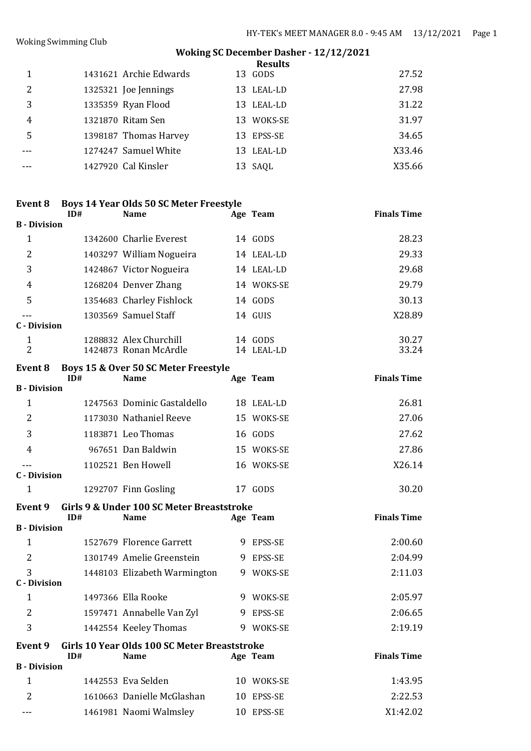Woking Swimming Club

**Woking SC December Dasher - 12/12/2021**

**Results**

| | ID# | Name | Age | Team | Finals Time |
|---|---|---|---|---|---|
| 1 | 1431621 | Archie Edwards | 13 | GODS | 27.52 |
| 2 | 1325321 | Joe Jennings | 13 | LEAL-LD | 27.98 |
| 3 | 1335359 | Ryan Flood | 13 | LEAL-LD | 31.22 |
| 4 | 1321870 | Ritam Sen | 13 | WOKS-SE | 31.97 |
| 5 | 1398187 | Thomas Harvey | 13 | EPSS-SE | 34.65 |
| --- | 1274247 | Samuel White | 13 | LEAL-LD | X33.46 |
| --- | 1427920 | Cal Kinsler | 13 | SAQL | X35.66 |

## Event 8 Boys 14 Year Olds 50 SC Meter Freestyle

| | ID# | Name | Age | Team | Finals Time |
|---|---|---|---|---|---|
| **B - Division** | | | | | |
| 1 | 1342600 | Charlie Everest | 14 | GODS | 28.23 |
| 2 | 1403297 | William Nogueira | 14 | LEAL-LD | 29.33 |
| 3 | 1424867 | Victor Nogueira | 14 | LEAL-LD | 29.68 |
| 4 | 1268204 | Denver Zhang | 14 | WOKS-SE | 29.79 |
| 5 | 1354683 | Charley Fishlock | 14 | GODS | 30.13 |
| --- | 1303569 | Samuel Staff | 14 | GUIS | X28.89 |
| **C - Division** | | | | | |
| 1 | 1288832 | Alex Churchill | 14 | GODS | 30.27 |
| 2 | 1424873 | Ronan McArdle | 14 | LEAL-LD | 33.24 |

## Event 8 Boys 15 & Over 50 SC Meter Freestyle

| | ID# | Name | Age | Team | Finals Time |
|---|---|---|---|---|---|
| **B - Division** | | | | | |
| 1 | 1247563 | Dominic Gastaldello | 18 | LEAL-LD | 26.81 |
| 2 | 1173030 | Nathaniel Reeve | 15 | WOKS-SE | 27.06 |
| 3 | 1183871 | Leo Thomas | 16 | GODS | 27.62 |
| 4 | 967651 | Dan Baldwin | 15 | WOKS-SE | 27.86 |
| --- | 1102521 | Ben Howell | 16 | WOKS-SE | X26.14 |
| **C - Division** | | | | | |
| 1 | 1292707 | Finn Gosling | 17 | GODS | 30.20 |

## Event 9 Girls 9 & Under 100 SC Meter Breaststroke

| | ID# | Name | Age | Team | Finals Time |
|---|---|---|---|---|---|
| **B - Division** | | | | | |
| 1 | 1527679 | Florence Garrett | 9 | EPSS-SE | 2:00.60 |
| 2 | 1301749 | Amelie Greenstein | 9 | EPSS-SE | 2:04.99 |
| 3 | 1448103 | Elizabeth Warmington | 9 | WOKS-SE | 2:11.03 |
| **C - Division** | | | | | |
| 1 | 1497366 | Ella Rooke | 9 | WOKS-SE | 2:05.97 |
| 2 | 1597471 | Annabelle Van Zyl | 9 | EPSS-SE | 2:06.65 |
| 3 | 1442554 | Keeley Thomas | 9 | WOKS-SE | 2:19.19 |

## Event 9 Girls 10 Year Olds 100 SC Meter Breaststroke

| | ID# | Name | Age | Team | Finals Time |
|---|---|---|---|---|---|
| **B - Division** | | | | | |
| 1 | 1442553 | Eva Selden | 10 | WOKS-SE | 1:43.95 |
| 2 | 1610663 | Danielle McGlashan | 10 | EPSS-SE | 2:22.53 |
| --- | 1461981 | Naomi Walmsley | 10 | EPSS-SE | X1:42.02 |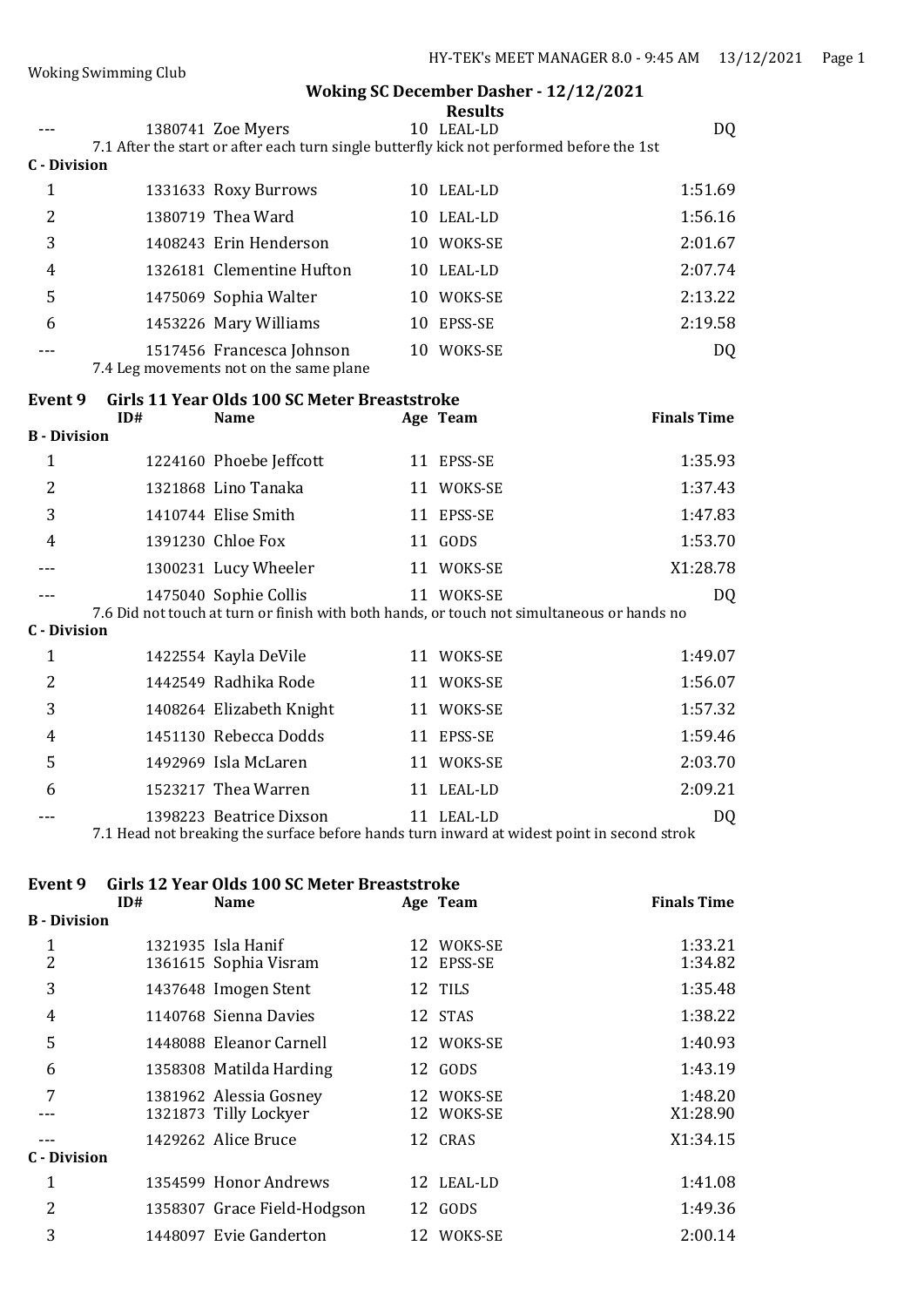## Woking SC December Dasher - 12/12/2021

### Results

| | ID# | Name | Age | Team | Finals Time |
|---|---|---|---|---|---|
| --- | 1380741 | Zoe Myers | 10 | LEAL-LD | DQ |
| | | 7.1 After the start or after each turn single butterfly kick not performed before the 1st | | | |
| **C - Division** | | | | | |
| 1 | 1331633 | Roxy Burrows | 10 | LEAL-LD | 1:51.69 |
| 2 | 1380719 | Thea Ward | 10 | LEAL-LD | 1:56.16 |
| 3 | 1408243 | Erin Henderson | 10 | WOKS-SE | 2:01.67 |
| 4 | 1326181 | Clementine Hufton | 10 | LEAL-LD | 2:07.74 |
| 5 | 1475069 | Sophia Walter | 10 | WOKS-SE | 2:13.22 |
| 6 | 1453226 | Mary Williams | 10 | EPSS-SE | 2:19.58 |
| --- | 1517456 | Francesca Johnson | 10 | WOKS-SE | DQ |
| | | 7.4 Leg movements not on the same plane | | | |

### Event 9 Girls 11 Year Olds 100 SC Meter Breaststroke

| | ID# | Name | Age | Team | Finals Time |
|---|---|---|---|---|---|
| **B - Division** | | | | | |
| 1 | 1224160 | Phoebe Jeffcott | 11 | EPSS-SE | 1:35.93 |
| 2 | 1321868 | Lino Tanaka | 11 | WOKS-SE | 1:37.43 |
| 3 | 1410744 | Elise Smith | 11 | EPSS-SE | 1:47.83 |
| 4 | 1391230 | Chloe Fox | 11 | GODS | 1:53.70 |
| --- | 1300231 | Lucy Wheeler | 11 | WOKS-SE | X1:28.78 |
| --- | 1475040 | Sophie Collis | 11 | WOKS-SE | DQ |
| | | 7.6 Did not touch at turn or finish with both hands, or touch not simultaneous or hands no | | | |
| **C - Division** | | | | | |
| 1 | 1422554 | Kayla DeVile | 11 | WOKS-SE | 1:49.07 |
| 2 | 1442549 | Radhika Rode | 11 | WOKS-SE | 1:56.07 |
| 3 | 1408264 | Elizabeth Knight | 11 | WOKS-SE | 1:57.32 |
| 4 | 1451130 | Rebecca Dodds | 11 | EPSS-SE | 1:59.46 |
| 5 | 1492969 | Isla McLaren | 11 | WOKS-SE | 2:03.70 |
| 6 | 1523217 | Thea Warren | 11 | LEAL-LD | 2:09.21 |
| --- | 1398223 | Beatrice Dixson | 11 | LEAL-LD | DQ |
| | | 7.1 Head not breaking the surface before hands turn inward at widest point in second strok | | | |

### Event 9 Girls 12 Year Olds 100 SC Meter Breaststroke

| | ID# | Name | Age | Team | Finals Time |
|---|---|---|---|---|---|
| **B - Division** | | | | | |
| 1 | 1321935 | Isla Hanif | 12 | WOKS-SE | 1:33.21 |
| 2 | 1361615 | Sophia Visram | 12 | EPSS-SE | 1:34.82 |
| 3 | 1437648 | Imogen Stent | 12 | TILS | 1:35.48 |
| 4 | 1140768 | Sienna Davies | 12 | STAS | 1:38.22 |
| 5 | 1448088 | Eleanor Carnell | 12 | WOKS-SE | 1:40.93 |
| 6 | 1358308 | Matilda Harding | 12 | GODS | 1:43.19 |
| 7 | 1381962 | Alessia Gosney | 12 | WOKS-SE | 1:48.20 |
| --- | 1321873 | Tilly Lockyer | 12 | WOKS-SE | X1:28.90 |
| --- | 1429262 | Alice Bruce | 12 | CRAS | X1:34.15 |
| **C - Division** | | | | | |
| 1 | 1354599 | Honor Andrews | 12 | LEAL-LD | 1:41.08 |
| 2 | 1358307 | Grace Field-Hodgson | 12 | GODS | 1:49.36 |
| 3 | 1448097 | Evie Ganderton | 12 | WOKS-SE | 2:00.14 |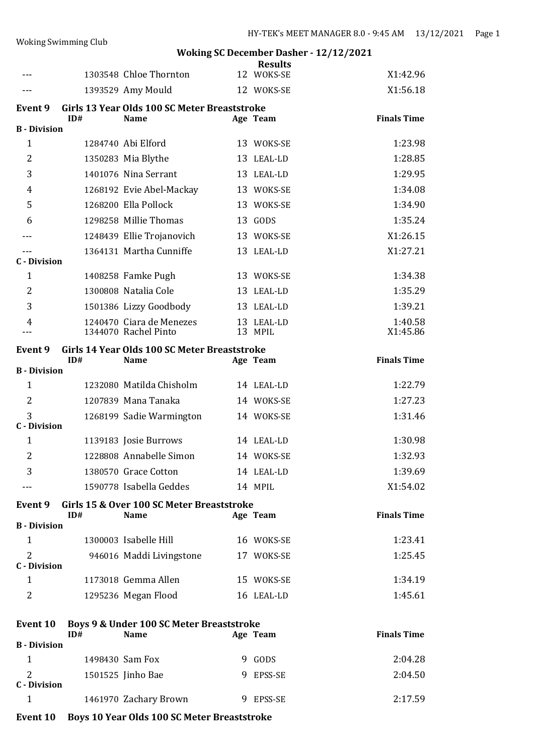Woking SC December Dasher - 12/12/2021

Results

| | ID# | Name | Age | Team | Finals Time |
|---|---|---|---|---|---|
| --- | 1303548 | Chloe Thornton | 12 | WOKS-SE | X1:42.96 |
| --- | 1393529 | Amy Mould | 12 | WOKS-SE | X1:56.18 |

**Event 9 Girls 13 Year Olds 100 SC Meter Breaststroke**

| | ID# | Name | Age | Team | Finals Time |
|---|---|---|---|---|---|
| **B - Division** | | | | | |
| 1 | 1284740 | Abi Elford | 13 | WOKS-SE | 1:23.98 |
| 2 | 1350283 | Mia Blythe | 13 | LEAL-LD | 1:28.85 |
| 3 | 1401076 | Nina Serrant | 13 | LEAL-LD | 1:29.95 |
| 4 | 1268192 | Evie Abel-Mackay | 13 | WOKS-SE | 1:34.08 |
| 5 | 1268200 | Ella Pollock | 13 | WOKS-SE | 1:34.90 |
| 6 | 1298258 | Millie Thomas | 13 | GODS | 1:35.24 |
| --- | 1248439 | Ellie Trojanovich | 13 | WOKS-SE | X1:26.15 |
| --- | 1364131 | Martha Cunniffe | 13 | LEAL-LD | X1:27.21 |
| **C - Division** | | | | | |
| 1 | 1408258 | Famke Pugh | 13 | WOKS-SE | 1:34.38 |
| 2 | 1300808 | Natalia Cole | 13 | LEAL-LD | 1:35.29 |
| 3 | 1501386 | Lizzy Goodbody | 13 | LEAL-LD | 1:39.21 |
| 4 | 1240470 | Ciara de Menezes | 13 | LEAL-LD | 1:40.58 |
| --- | 1344070 | Rachel Pinto | 13 | MPIL | X1:45.86 |

**Event 9 Girls 14 Year Olds 100 SC Meter Breaststroke**

| | ID# | Name | Age | Team | Finals Time |
|---|---|---|---|---|---|
| **B - Division** | | | | | |
| 1 | 1232080 | Matilda Chisholm | 14 | LEAL-LD | 1:22.79 |
| 2 | 1207839 | Mana Tanaka | 14 | WOKS-SE | 1:27.23 |
| 3 | 1268199 | Sadie Warmington | 14 | WOKS-SE | 1:31.46 |
| **C - Division** | | | | | |
| 1 | 1139183 | Josie Burrows | 14 | LEAL-LD | 1:30.98 |
| 2 | 1228808 | Annabelle Simon | 14 | WOKS-SE | 1:32.93 |
| 3 | 1380570 | Grace Cotton | 14 | LEAL-LD | 1:39.69 |
| --- | 1590778 | Isabella Geddes | 14 | MPIL | X1:54.02 |

**Event 9 Girls 15 & Over 100 SC Meter Breaststroke**

| | ID# | Name | Age | Team | Finals Time |
|---|---|---|---|---|---|
| **B - Division** | | | | | |
| 1 | 1300003 | Isabelle Hill | 16 | WOKS-SE | 1:23.41 |
| 2 | 946016 | Maddi Livingstone | 17 | WOKS-SE | 1:25.45 |
| **C - Division** | | | | | |
| 1 | 1173018 | Gemma Allen | 15 | WOKS-SE | 1:34.19 |
| 2 | 1295236 | Megan Flood | 16 | LEAL-LD | 1:45.61 |

**Event 10 Boys 9 & Under 100 SC Meter Breaststroke**

| | ID# | Name | Age | Team | Finals Time |
|---|---|---|---|---|---|
| **B - Division** | | | | | |
| 1 | 1498430 | Sam Fox | 9 | GODS | 2:04.28 |
| 2 | 1501525 | Jinho Bae | 9 | EPSS-SE | 2:04.50 |
| **C - Division** | | | | | |
| 1 | 1461970 | Zachary Brown | 9 | EPSS-SE | 2:17.59 |

**Event 10 Boys 10 Year Olds 100 SC Meter Breaststroke**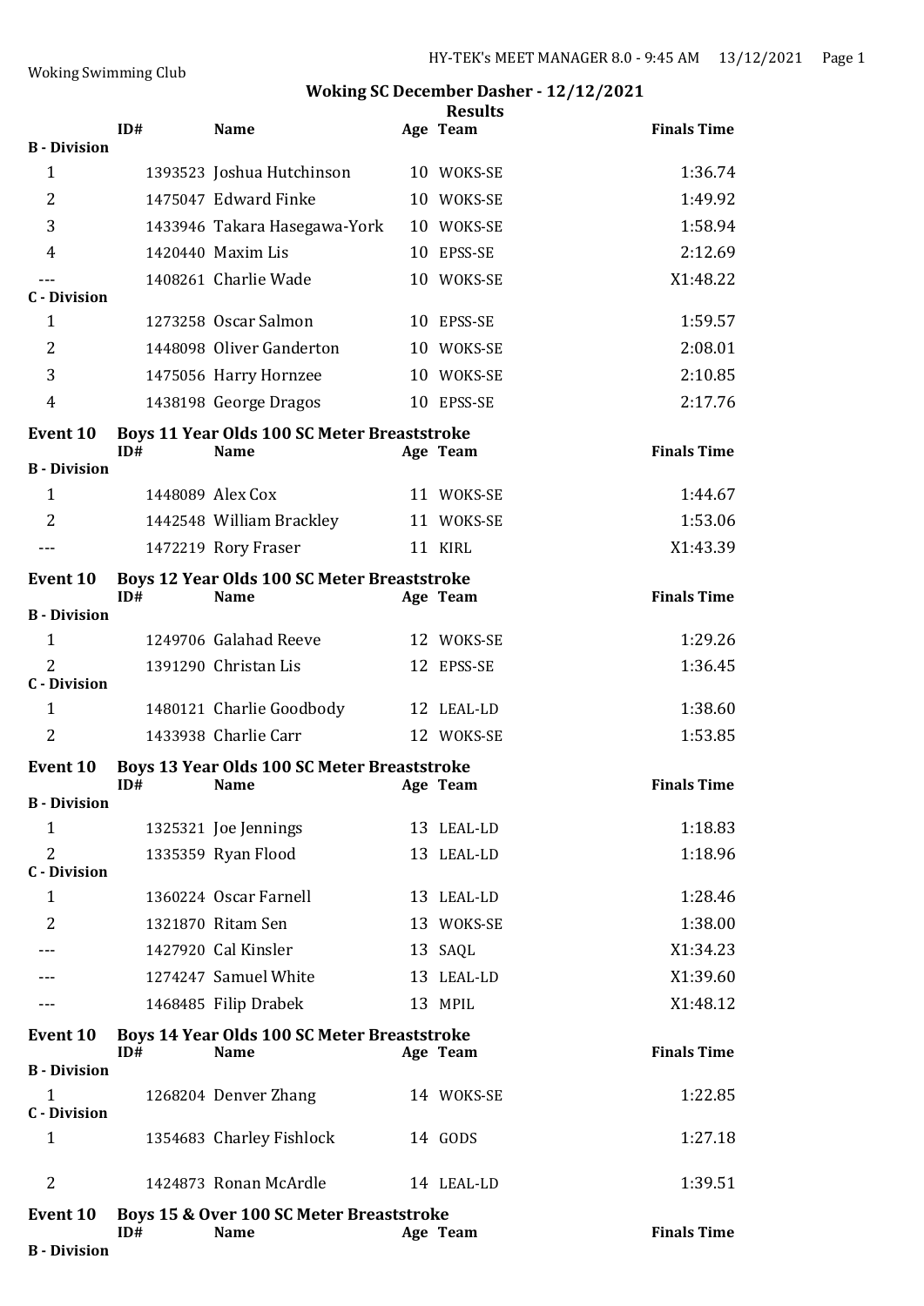## Woking SC December Dasher - 12/12/2021

### Results

| | ID# | Name | Age | Team | Finals Time |
|---|---|---|---|---|---|
| **B - Division** | | | | | |
| 1 | 1393523 | Joshua Hutchinson | 10 | WOKS-SE | 1:36.74 |
| 2 | 1475047 | Edward Finke | 10 | WOKS-SE | 1:49.92 |
| 3 | 1433946 | Takara Hasegawa-York | 10 | WOKS-SE | 1:58.94 |
| 4 | 1420440 | Maxim Lis | 10 | EPSS-SE | 2:12.69 |
| --- | 1408261 | Charlie Wade | 10 | WOKS-SE | X1:48.22 |
| **C - Division** | | | | | |
| 1 | 1273258 | Oscar Salmon | 10 | EPSS-SE | 1:59.57 |
| 2 | 1448098 | Oliver Ganderton | 10 | WOKS-SE | 2:08.01 |
| 3 | 1475056 | Harry Hornzee | 10 | WOKS-SE | 2:10.85 |
| 4 | 1438198 | George Dragos | 10 | EPSS-SE | 2:17.76 |

### Event 10 Boys 11 Year Olds 100 SC Meter Breaststroke

| | ID# | Name | Age | Team | Finals Time |
|---|---|---|---|---|---|
| **B - Division** | | | | | |
| 1 | 1448089 | Alex Cox | 11 | WOKS-SE | 1:44.67 |
| 2 | 1442548 | William Brackley | 11 | WOKS-SE | 1:53.06 |
| --- | 1472219 | Rory Fraser | 11 | KIRL | X1:43.39 |

### Event 10 Boys 12 Year Olds 100 SC Meter Breaststroke

| | ID# | Name | Age | Team | Finals Time |
|---|---|---|---|---|---|
| **B - Division** | | | | | |
| 1 | 1249706 | Galahad Reeve | 12 | WOKS-SE | 1:29.26 |
| 2 | 1391290 | Christan Lis | 12 | EPSS-SE | 1:36.45 |
| **C - Division** | | | | | |
| 1 | 1480121 | Charlie Goodbody | 12 | LEAL-LD | 1:38.60 |
| 2 | 1433938 | Charlie Carr | 12 | WOKS-SE | 1:53.85 |

### Event 10 Boys 13 Year Olds 100 SC Meter Breaststroke

| | ID# | Name | Age | Team | Finals Time |
|---|---|---|---|---|---|
| **B - Division** | | | | | |
| 1 | 1325321 | Joe Jennings | 13 | LEAL-LD | 1:18.83 |
| 2 | 1335359 | Ryan Flood | 13 | LEAL-LD | 1:18.96 |
| **C - Division** | | | | | |
| 1 | 1360224 | Oscar Farnell | 13 | LEAL-LD | 1:28.46 |
| 2 | 1321870 | Ritam Sen | 13 | WOKS-SE | 1:38.00 |
| --- | 1427920 | Cal Kinsler | 13 | SAQL | X1:34.23 |
| --- | 1274247 | Samuel White | 13 | LEAL-LD | X1:39.60 |
| --- | 1468485 | Filip Drabek | 13 | MPIL | X1:48.12 |

### Event 10 Boys 14 Year Olds 100 SC Meter Breaststroke

| | ID# | Name | Age | Team | Finals Time |
|---|---|---|---|---|---|
| **B - Division** | | | | | |
| 1 | 1268204 | Denver Zhang | 14 | WOKS-SE | 1:22.85 |
| **C - Division** | | | | | |
| 1 | 1354683 | Charley Fishlock | 14 | GODS | 1:27.18 |
| 2 | 1424873 | Ronan McArdle | 14 | LEAL-LD | 1:39.51 |

### Event 10 Boys 15 & Over 100 SC Meter Breaststroke

| | ID# | Name | Age | Team | Finals Time |
|---|---|---|---|---|---|
| **B - Division** | | | | | |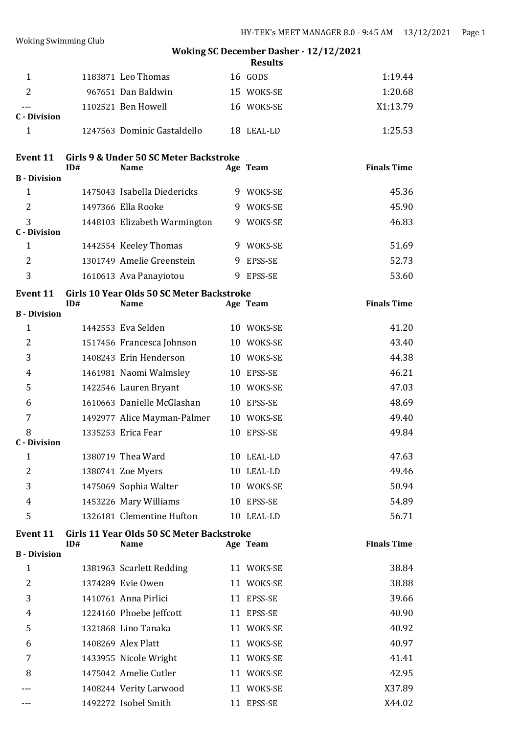Woking SC December Dasher - 12/12/2021

Results

| | ID# | Name | Age | Team | Finals Time |
|---|---|---|---|---|---|
| 1 | 1183871 | Leo Thomas | 16 | GODS | 1:19.44 |
| 2 | 967651 | Dan Baldwin | 15 | WOKS-SE | 1:20.68 |
| --- | 1102521 | Ben Howell | 16 | WOKS-SE | X1:13.79 |
| **C - Division** | | | | | |
| 1 | 1247563 | Dominic Gastaldello | 18 | LEAL-LD | 1:25.53 |

## Event 11 Girls 9 & Under 50 SC Meter Backstroke

| | ID# | Name | Age | Team | Finals Time |
|---|---|---|---|---|---|
| **B - Division** | | | | | |
| 1 | 1475043 | Isabella Diedericks | 9 | WOKS-SE | 45.36 |
| 2 | 1497366 | Ella Rooke | 9 | WOKS-SE | 45.90 |
| 3 | 1448103 | Elizabeth Warmington | 9 | WOKS-SE | 46.83 |
| **C - Division** | | | | | |
| 1 | 1442554 | Keeley Thomas | 9 | WOKS-SE | 51.69 |
| 2 | 1301749 | Amelie Greenstein | 9 | EPSS-SE | 52.73 |
| 3 | 1610613 | Ava Panayiotou | 9 | EPSS-SE | 53.60 |

## Event 11 Girls 10 Year Olds 50 SC Meter Backstroke

| | ID# | Name | Age | Team | Finals Time |
|---|---|---|---|---|---|
| **B - Division** | | | | | |
| 1 | 1442553 | Eva Selden | 10 | WOKS-SE | 41.20 |
| 2 | 1517456 | Francesca Johnson | 10 | WOKS-SE | 43.40 |
| 3 | 1408243 | Erin Henderson | 10 | WOKS-SE | 44.38 |
| 4 | 1461981 | Naomi Walmsley | 10 | EPSS-SE | 46.21 |
| 5 | 1422546 | Lauren Bryant | 10 | WOKS-SE | 47.03 |
| 6 | 1610663 | Danielle McGlashan | 10 | EPSS-SE | 48.69 |
| 7 | 1492977 | Alice Mayman-Palmer | 10 | WOKS-SE | 49.40 |
| 8 | 1335253 | Erica Fear | 10 | EPSS-SE | 49.84 |
| **C - Division** | | | | | |
| 1 | 1380719 | Thea Ward | 10 | LEAL-LD | 47.63 |
| 2 | 1380741 | Zoe Myers | 10 | LEAL-LD | 49.46 |
| 3 | 1475069 | Sophia Walter | 10 | WOKS-SE | 50.94 |
| 4 | 1453226 | Mary Williams | 10 | EPSS-SE | 54.89 |
| 5 | 1326181 | Clementine Hufton | 10 | LEAL-LD | 56.71 |

## Event 11 Girls 11 Year Olds 50 SC Meter Backstroke

| | ID# | Name | Age | Team | Finals Time |
|---|---|---|---|---|---|
| **B - Division** | | | | | |
| 1 | 1381963 | Scarlett Redding | 11 | WOKS-SE | 38.84 |
| 2 | 1374289 | Evie Owen | 11 | WOKS-SE | 38.88 |
| 3 | 1410761 | Anna Pirlici | 11 | EPSS-SE | 39.66 |
| 4 | 1224160 | Phoebe Jeffcott | 11 | EPSS-SE | 40.90 |
| 5 | 1321868 | Lino Tanaka | 11 | WOKS-SE | 40.92 |
| 6 | 1408269 | Alex Platt | 11 | WOKS-SE | 40.97 |
| 7 | 1433955 | Nicole Wright | 11 | WOKS-SE | 41.41 |
| 8 | 1475042 | Amelie Cutler | 11 | WOKS-SE | 42.95 |
| --- | 1408244 | Verity Larwood | 11 | WOKS-SE | X37.89 |
| --- | 1492272 | Isobel Smith | 11 | EPSS-SE | X44.02 |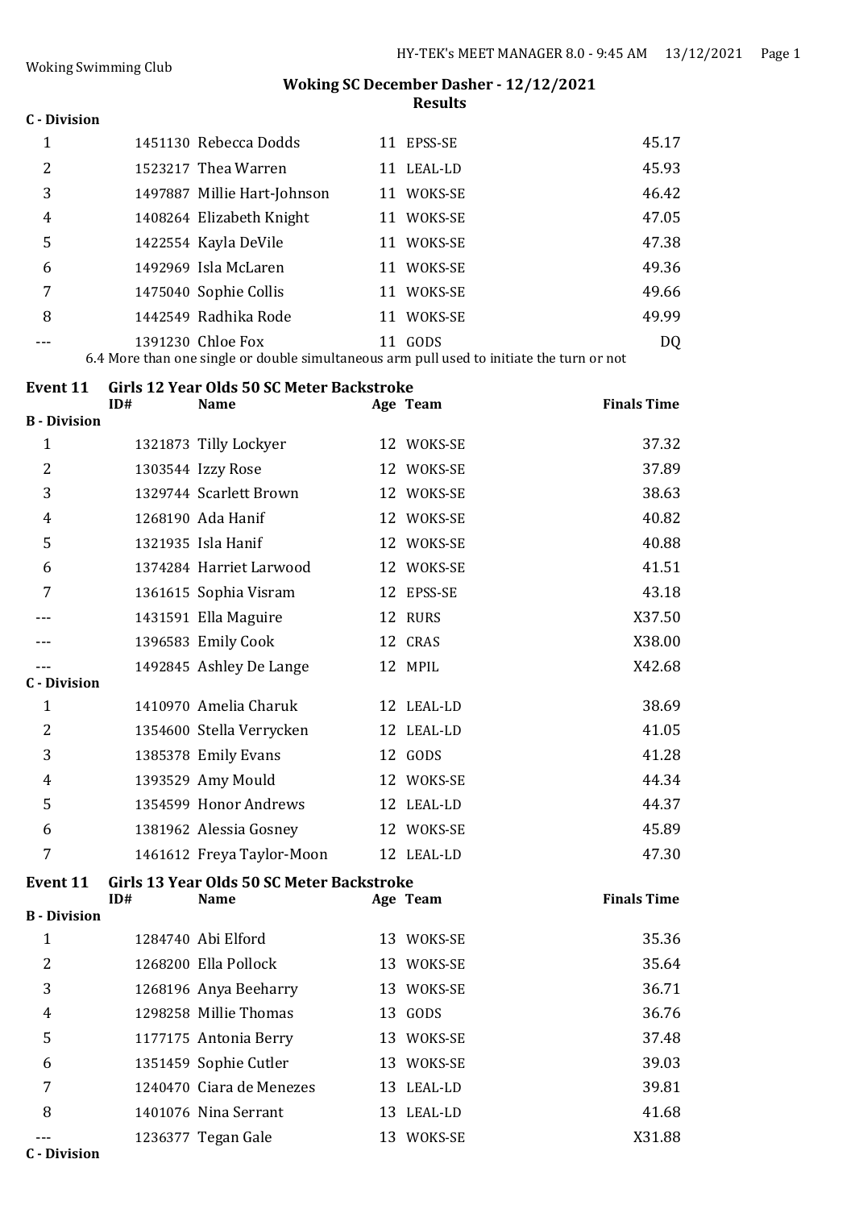Woking Swimming Club

## Woking SC December Dasher - 12/12/2021
### Results

**C - Division**

| Place | ID# | Name | Age | Team | Finals Time |
|---|---|---|---|---|---|
| 1 | 1451130 | Rebecca Dodds | 11 | EPSS-SE | 45.17 |
| 2 | 1523217 | Thea Warren | 11 | LEAL-LD | 45.93 |
| 3 | 1497887 | Millie Hart-Johnson | 11 | WOKS-SE | 46.42 |
| 4 | 1408264 | Elizabeth Knight | 11 | WOKS-SE | 47.05 |
| 5 | 1422554 | Kayla DeVile | 11 | WOKS-SE | 47.38 |
| 6 | 1492969 | Isla McLaren | 11 | WOKS-SE | 49.36 |
| 7 | 1475040 | Sophie Collis | 11 | WOKS-SE | 49.66 |
| 8 | 1442549 | Radhika Rode | 11 | WOKS-SE | 49.99 |
| --- | 1391230 | Chloe Fox | 11 | GODS | DQ |

6.4 More than one single or double simultaneous arm pull used to initiate the turn or not

### Event 11 Girls 12 Year Olds 50 SC Meter Backstroke

| | ID# | Name | Age | Team | Finals Time |
|---|---|---|---|---|---|
| **B - Division** | | | | | |
| 1 | 1321873 | Tilly Lockyer | 12 | WOKS-SE | 37.32 |
| 2 | 1303544 | Izzy Rose | 12 | WOKS-SE | 37.89 |
| 3 | 1329744 | Scarlett Brown | 12 | WOKS-SE | 38.63 |
| 4 | 1268190 | Ada Hanif | 12 | WOKS-SE | 40.82 |
| 5 | 1321935 | Isla Hanif | 12 | WOKS-SE | 40.88 |
| 6 | 1374284 | Harriet Larwood | 12 | WOKS-SE | 41.51 |
| 7 | 1361615 | Sophia Visram | 12 | EPSS-SE | 43.18 |
| --- | 1431591 | Ella Maguire | 12 | RURS | X37.50 |
| --- | 1396583 | Emily Cook | 12 | CRAS | X38.00 |
| --- | 1492845 | Ashley De Lange | 12 | MPIL | X42.68 |
| **C - Division** | | | | | |
| 1 | 1410970 | Amelia Charuk | 12 | LEAL-LD | 38.69 |
| 2 | 1354600 | Stella Verrycken | 12 | LEAL-LD | 41.05 |
| 3 | 1385378 | Emily Evans | 12 | GODS | 41.28 |
| 4 | 1393529 | Amy Mould | 12 | WOKS-SE | 44.34 |
| 5 | 1354599 | Honor Andrews | 12 | LEAL-LD | 44.37 |
| 6 | 1381962 | Alessia Gosney | 12 | WOKS-SE | 45.89 |
| 7 | 1461612 | Freya Taylor-Moon | 12 | LEAL-LD | 47.30 |

### Event 11 Girls 13 Year Olds 50 SC Meter Backstroke

| | ID# | Name | Age | Team | Finals Time |
|---|---|---|---|---|---|
| **B - Division** | | | | | |
| 1 | 1284740 | Abi Elford | 13 | WOKS-SE | 35.36 |
| 2 | 1268200 | Ella Pollock | 13 | WOKS-SE | 35.64 |
| 3 | 1268196 | Anya Beeharry | 13 | WOKS-SE | 36.71 |
| 4 | 1298258 | Millie Thomas | 13 | GODS | 36.76 |
| 5 | 1177175 | Antonia Berry | 13 | WOKS-SE | 37.48 |
| 6 | 1351459 | Sophie Cutler | 13 | WOKS-SE | 39.03 |
| 7 | 1240470 | Ciara de Menezes | 13 | LEAL-LD | 39.81 |
| 8 | 1401076 | Nina Serrant | 13 | LEAL-LD | 41.68 |
| --- | 1236377 | Tegan Gale | 13 | WOKS-SE | X31.88 |

**C - Division**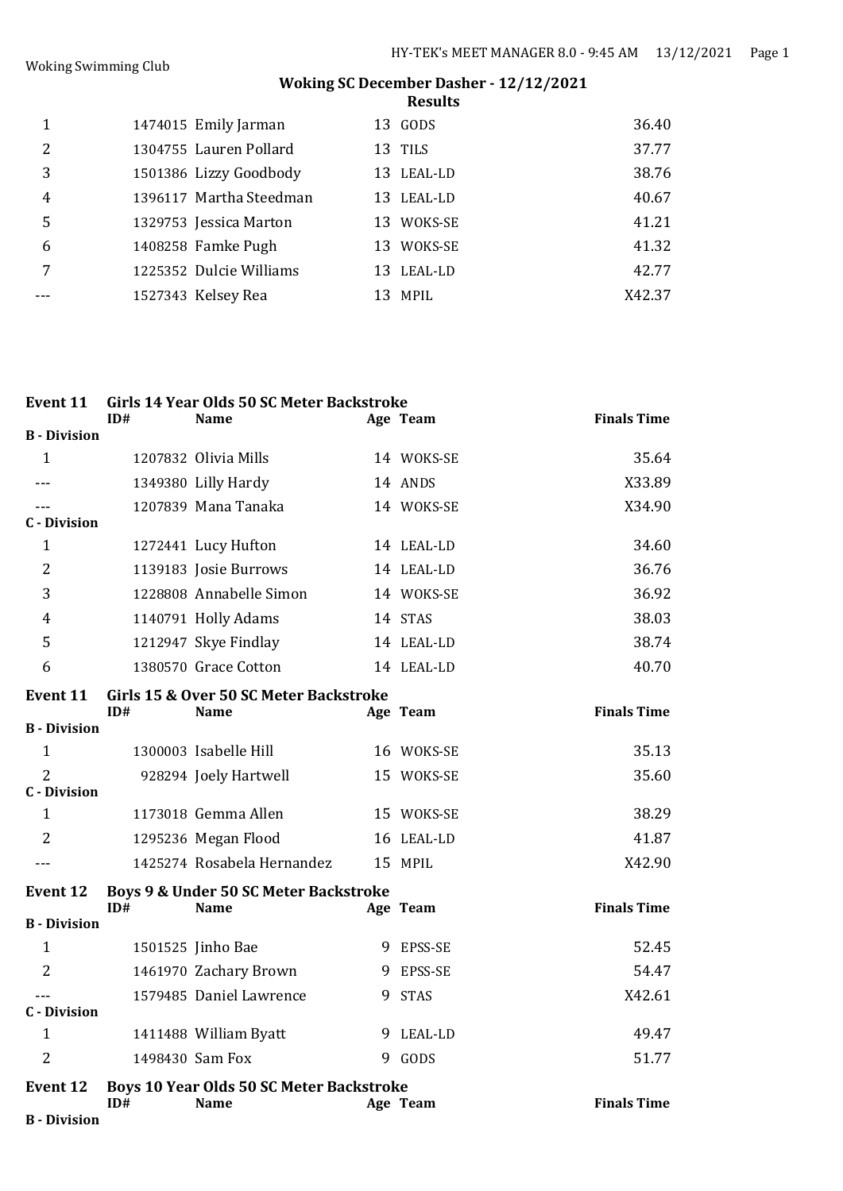**Woking SC December Dasher - 12/12/2021**
**Results**

| | ID# | Name | Age | Team | Finals Time |
|---|---|---|---|---|---|
| 1 | 1474015 | Emily Jarman | 13 | GODS | 36.40 |
| 2 | 1304755 | Lauren Pollard | 13 | TILS | 37.77 |
| 3 | 1501386 | Lizzy Goodbody | 13 | LEAL-LD | 38.76 |
| 4 | 1396117 | Martha Steedman | 13 | LEAL-LD | 40.67 |
| 5 | 1329753 | Jessica Marton | 13 | WOKS-SE | 41.21 |
| 6 | 1408258 | Famke Pugh | 13 | WOKS-SE | 41.32 |
| 7 | 1225352 | Dulcie Williams | 13 | LEAL-LD | 42.77 |
| --- | 1527343 | Kelsey Rea | 13 | MPIL | X42.37 |

**Event 11 Girls 14 Year Olds 50 SC Meter Backstroke**

| | ID# | Name | Age | Team | Finals Time |
|---|---|---|---|---|---|
| **B - Division** | | | | | |
| 1 | 1207832 | Olivia Mills | 14 | WOKS-SE | 35.64 |
| --- | 1349380 | Lilly Hardy | 14 | ANDS | X33.89 |
| --- | 1207839 | Mana Tanaka | 14 | WOKS-SE | X34.90 |
| **C - Division** | | | | | |
| 1 | 1272441 | Lucy Hufton | 14 | LEAL-LD | 34.60 |
| 2 | 1139183 | Josie Burrows | 14 | LEAL-LD | 36.76 |
| 3 | 1228808 | Annabelle Simon | 14 | WOKS-SE | 36.92 |
| 4 | 1140791 | Holly Adams | 14 | STAS | 38.03 |
| 5 | 1212947 | Skye Findlay | 14 | LEAL-LD | 38.74 |
| 6 | 1380570 | Grace Cotton | 14 | LEAL-LD | 40.70 |

**Event 11 Girls 15 & Over 50 SC Meter Backstroke**

| | ID# | Name | Age | Team | Finals Time |
|---|---|---|---|---|---|
| **B - Division** | | | | | |
| 1 | 1300003 | Isabelle Hill | 16 | WOKS-SE | 35.13 |
| 2 | 928294 | Joely Hartwell | 15 | WOKS-SE | 35.60 |
| **C - Division** | | | | | |
| 1 | 1173018 | Gemma Allen | 15 | WOKS-SE | 38.29 |
| 2 | 1295236 | Megan Flood | 16 | LEAL-LD | 41.87 |
| --- | 1425274 | Rosabela Hernandez | 15 | MPIL | X42.90 |

**Event 12 Boys 9 & Under 50 SC Meter Backstroke**

| | ID# | Name | Age | Team | Finals Time |
|---|---|---|---|---|---|
| **B - Division** | | | | | |
| 1 | 1501525 | Jinho Bae | 9 | EPSS-SE | 52.45 |
| 2 | 1461970 | Zachary Brown | 9 | EPSS-SE | 54.47 |
| --- | 1579485 | Daniel Lawrence | 9 | STAS | X42.61 |
| **C - Division** | | | | | |
| 1 | 1411488 | William Byatt | 9 | LEAL-LD | 49.47 |
| 2 | 1498430 | Sam Fox | 9 | GODS | 51.77 |

**Event 12 Boys 10 Year Olds 50 SC Meter Backstroke**

| | ID# | Name | Age | Team | Finals Time |
|---|---|---|---|---|---|
| **B - Division** | | | | | |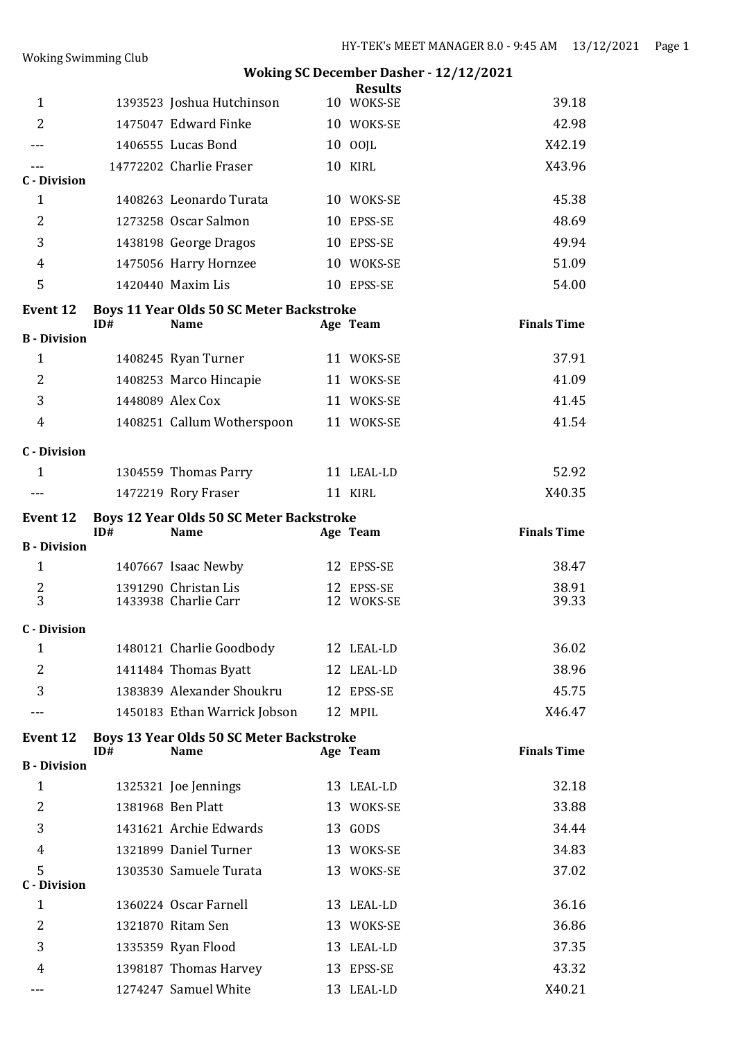## Woking SC December Dasher - 12/12/2021

### Results

| Place | ID# | Name | Age | Team | Finals Time |
|---|---|---|---|---|---|
| 1 | 1393523 | Joshua Hutchinson | 10 | WOKS-SE | 39.18 |
| 2 | 1475047 | Edward Finke | 10 | WOKS-SE | 42.98 |
| --- | 1406555 | Lucas Bond | 10 | OOJL | X42.19 |
| --- | 14772202 | Charlie Fraser | 10 | KIRL | X43.96 |
| **C - Division** | | | | | |
| 1 | 1408263 | Leonardo Turata | 10 | WOKS-SE | 45.38 |
| 2 | 1273258 | Oscar Salmon | 10 | EPSS-SE | 48.69 |
| 3 | 1438198 | George Dragos | 10 | EPSS-SE | 49.94 |
| 4 | 1475056 | Harry Hornzee | 10 | WOKS-SE | 51.09 |
| 5 | 1420440 | Maxim Lis | 10 | EPSS-SE | 54.00 |

### Event 12 Boys 11 Year Olds 50 SC Meter Backstroke

| | ID# | Name | Age | Team | Finals Time |
|---|---|---|---|---|---|
| **B - Division** | | | | | |
| 1 | 1408245 | Ryan Turner | 11 | WOKS-SE | 37.91 |
| 2 | 1408253 | Marco Hincapie | 11 | WOKS-SE | 41.09 |
| 3 | 1448089 | Alex Cox | 11 | WOKS-SE | 41.45 |
| 4 | 1408251 | Callum Wotherspoon | 11 | WOKS-SE | 41.54 |
| **C - Division** | | | | | |
| 1 | 1304559 | Thomas Parry | 11 | LEAL-LD | 52.92 |
| --- | 1472219 | Rory Fraser | 11 | KIRL | X40.35 |

### Event 12 Boys 12 Year Olds 50 SC Meter Backstroke

| | ID# | Name | Age | Team | Finals Time |
|---|---|---|---|---|---|
| **B - Division** | | | | | |
| 1 | 1407667 | Isaac Newby | 12 | EPSS-SE | 38.47 |
| 2 | 1391290 | Christan Lis | 12 | EPSS-SE | 38.91 |
| 3 | 1433938 | Charlie Carr | 12 | WOKS-SE | 39.33 |
| **C - Division** | | | | | |
| 1 | 1480121 | Charlie Goodbody | 12 | LEAL-LD | 36.02 |
| 2 | 1411484 | Thomas Byatt | 12 | LEAL-LD | 38.96 |
| 3 | 1383839 | Alexander Shoukru | 12 | EPSS-SE | 45.75 |
| --- | 1450183 | Ethan Warrick Jobson | 12 | MPIL | X46.47 |

### Event 12 Boys 13 Year Olds 50 SC Meter Backstroke

| | ID# | Name | Age | Team | Finals Time |
|---|---|---|---|---|---|
| **B - Division** | | | | | |
| 1 | 1325321 | Joe Jennings | 13 | LEAL-LD | 32.18 |
| 2 | 1381968 | Ben Platt | 13 | WOKS-SE | 33.88 |
| 3 | 1431621 | Archie Edwards | 13 | GODS | 34.44 |
| 4 | 1321899 | Daniel Turner | 13 | WOKS-SE | 34.83 |
| 5 | 1303530 | Samuele Turata | 13 | WOKS-SE | 37.02 |
| **C - Division** | | | | | |
| 1 | 1360224 | Oscar Farnell | 13 | LEAL-LD | 36.16 |
| 2 | 1321870 | Ritam Sen | 13 | WOKS-SE | 36.86 |
| 3 | 1335359 | Ryan Flood | 13 | LEAL-LD | 37.35 |
| 4 | 1398187 | Thomas Harvey | 13 | EPSS-SE | 43.32 |
| --- | 1274247 | Samuel White | 13 | LEAL-LD | X40.21 |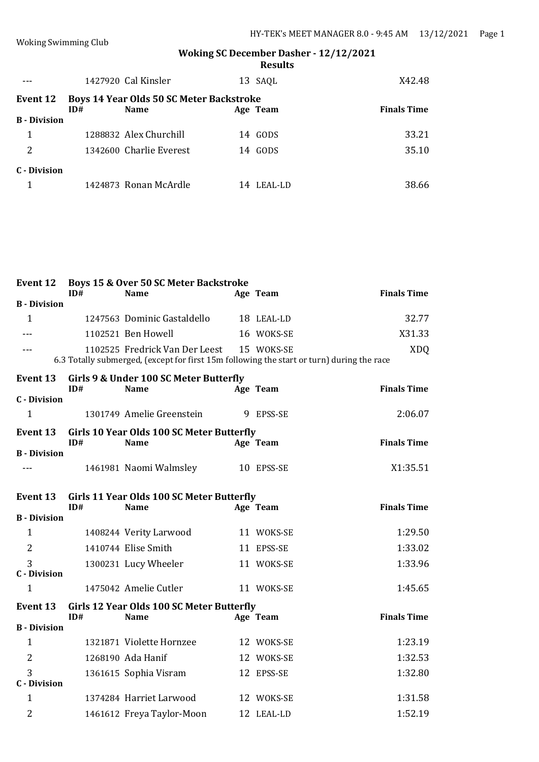## Woking SC December Dasher - 12/12/2021

### Results

| | ID# | Name | Age | Team | Finals Time |
|---|---|---|---|---|---|
| --- | 1427920 | Cal Kinsler | 13 | SAQL | X42.48 |

### Event 12 Boys 14 Year Olds 50 SC Meter Backstroke

| | ID# | Name | Age | Team | Finals Time |
|---|---|---|---|---|---|
| **B - Division** | | | | | |
| 1 | 1288832 | Alex Churchill | 14 | GODS | 33.21 |
| 2 | 1342600 | Charlie Everest | 14 | GODS | 35.10 |
| **C - Division** | | | | | |
| 1 | 1424873 | Ronan McArdle | 14 | LEAL-LD | 38.66 |

### Event 12 Boys 15 & Over 50 SC Meter Backstroke

| | ID# | Name | Age | Team | Finals Time |
|---|---|---|---|---|---|
| **B - Division** | | | | | |
| 1 | 1247563 | Dominic Gastaldello | 18 | LEAL-LD | 32.77 |
| --- | 1102521 | Ben Howell | 16 | WOKS-SE | X31.33 |
| --- | 1102525 | Fredrick Van Der Leest | 15 | WOKS-SE | XDQ |

6.3 Totally submerged, (except for first 15m following the start or turn) during the race

### Event 13 Girls 9 & Under 100 SC Meter Butterfly

| | ID# | Name | Age | Team | Finals Time |
|---|---|---|---|---|---|
| **C - Division** | | | | | |
| 1 | 1301749 | Amelie Greenstein | 9 | EPSS-SE | 2:06.07 |

### Event 13 Girls 10 Year Olds 100 SC Meter Butterfly

| | ID# | Name | Age | Team | Finals Time |
|---|---|---|---|---|---|
| **B - Division** | | | | | |
| --- | 1461981 | Naomi Walmsley | 10 | EPSS-SE | X1:35.51 |

### Event 13 Girls 11 Year Olds 100 SC Meter Butterfly

| | ID# | Name | Age | Team | Finals Time |
|---|---|---|---|---|---|
| **B - Division** | | | | | |
| 1 | 1408244 | Verity Larwood | 11 | WOKS-SE | 1:29.50 |
| 2 | 1410744 | Elise Smith | 11 | EPSS-SE | 1:33.02 |
| 3 | 1300231 | Lucy Wheeler | 11 | WOKS-SE | 1:33.96 |
| **C - Division** | | | | | |
| 1 | 1475042 | Amelie Cutler | 11 | WOKS-SE | 1:45.65 |

### Event 13 Girls 12 Year Olds 100 SC Meter Butterfly

| | ID# | Name | Age | Team | Finals Time |
|---|---|---|---|---|---|
| **B - Division** | | | | | |
| 1 | 1321871 | Violette Hornzee | 12 | WOKS-SE | 1:23.19 |
| 2 | 1268190 | Ada Hanif | 12 | WOKS-SE | 1:32.53 |
| 3 | 1361615 | Sophia Visram | 12 | EPSS-SE | 1:32.80 |
| **C - Division** | | | | | |
| 1 | 1374284 | Harriet Larwood | 12 | WOKS-SE | 1:31.58 |
| 2 | 1461612 | Freya Taylor-Moon | 12 | LEAL-LD | 1:52.19 |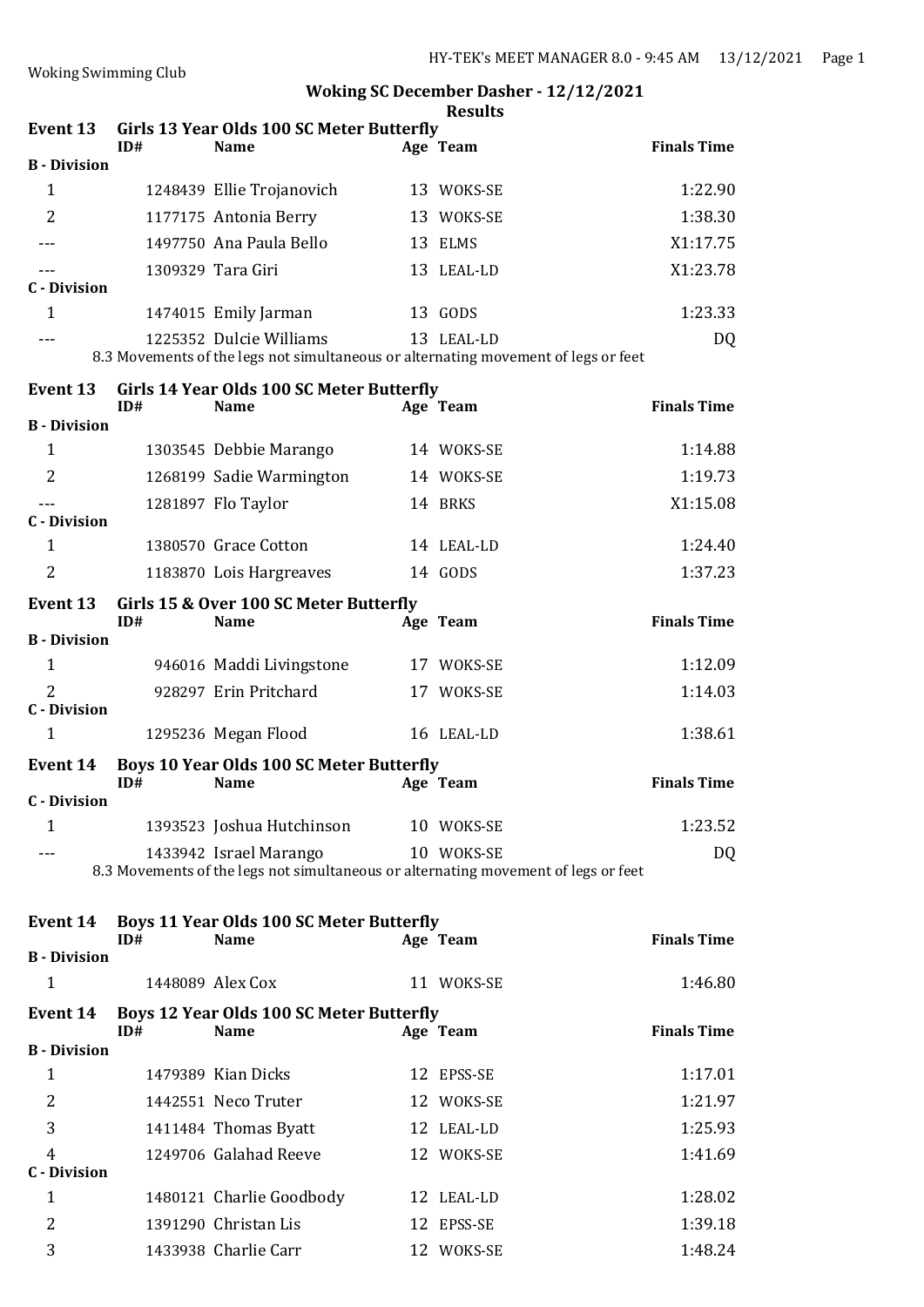## Woking SC December Dasher - 12/12/2021

### Results

**Event 13 Girls 13 Year Olds 100 SC Meter Butterfly**

| | ID# | Name | Age | Team | Finals Time |
|---|---|---|---|---|---|
| **B - Division** | | | | | |
| 1 | 1248439 | Ellie Trojanovich | 13 | WOKS-SE | 1:22.90 |
| 2 | 1177175 | Antonia Berry | 13 | WOKS-SE | 1:38.30 |
| --- | 1497750 | Ana Paula Bello | 13 | ELMS | X1:17.75 |
| --- | 1309329 | Tara Giri | 13 | LEAL-LD | X1:23.78 |
| **C - Division** | | | | | |
| 1 | 1474015 | Emily Jarman | 13 | GODS | 1:23.33 |
| --- | 1225352 | Dulcie Williams | 13 | LEAL-LD | DQ |

8.3 Movements of the legs not simultaneous or alternating movement of legs or feet

**Event 13 Girls 14 Year Olds 100 SC Meter Butterfly**

| | ID# | Name | Age | Team | Finals Time |
|---|---|---|---|---|---|
| **B - Division** | | | | | |
| 1 | 1303545 | Debbie Marango | 14 | WOKS-SE | 1:14.88 |
| 2 | 1268199 | Sadie Warmington | 14 | WOKS-SE | 1:19.73 |
| --- | 1281897 | Flo Taylor | 14 | BRKS | X1:15.08 |
| **C - Division** | | | | | |
| 1 | 1380570 | Grace Cotton | 14 | LEAL-LD | 1:24.40 |
| 2 | 1183870 | Lois Hargreaves | 14 | GODS | 1:37.23 |

**Event 13 Girls 15 & Over 100 SC Meter Butterfly**

| | ID# | Name | Age | Team | Finals Time |
|---|---|---|---|---|---|
| **B - Division** | | | | | |
| 1 | 946016 | Maddi Livingstone | 17 | WOKS-SE | 1:12.09 |
| 2 | 928297 | Erin Pritchard | 17 | WOKS-SE | 1:14.03 |
| **C - Division** | | | | | |
| 1 | 1295236 | Megan Flood | 16 | LEAL-LD | 1:38.61 |

**Event 14 Boys 10 Year Olds 100 SC Meter Butterfly**

| | ID# | Name | Age | Team | Finals Time |
|---|---|---|---|---|---|
| **C - Division** | | | | | |
| 1 | 1393523 | Joshua Hutchinson | 10 | WOKS-SE | 1:23.52 |
| --- | 1433942 | Israel Marango | 10 | WOKS-SE | DQ |

8.3 Movements of the legs not simultaneous or alternating movement of legs or feet

**Event 14 Boys 11 Year Olds 100 SC Meter Butterfly**

| | ID# | Name | Age | Team | Finals Time |
|---|---|---|---|---|---|
| **B - Division** | | | | | |
| 1 | 1448089 | Alex Cox | 11 | WOKS-SE | 1:46.80 |

**Event 14 Boys 12 Year Olds 100 SC Meter Butterfly**

| | ID# | Name | Age | Team | Finals Time |
|---|---|---|---|---|---|
| **B - Division** | | | | | |
| 1 | 1479389 | Kian Dicks | 12 | EPSS-SE | 1:17.01 |
| 2 | 1442551 | Neco Truter | 12 | WOKS-SE | 1:21.97 |
| 3 | 1411484 | Thomas Byatt | 12 | LEAL-LD | 1:25.93 |
| 4 | 1249706 | Galahad Reeve | 12 | WOKS-SE | 1:41.69 |
| **C - Division** | | | | | |
| 1 | 1480121 | Charlie Goodbody | 12 | LEAL-LD | 1:28.02 |
| 2 | 1391290 | Christan Lis | 12 | EPSS-SE | 1:39.18 |
| 3 | 1433938 | Charlie Carr | 12 | WOKS-SE | 1:48.24 |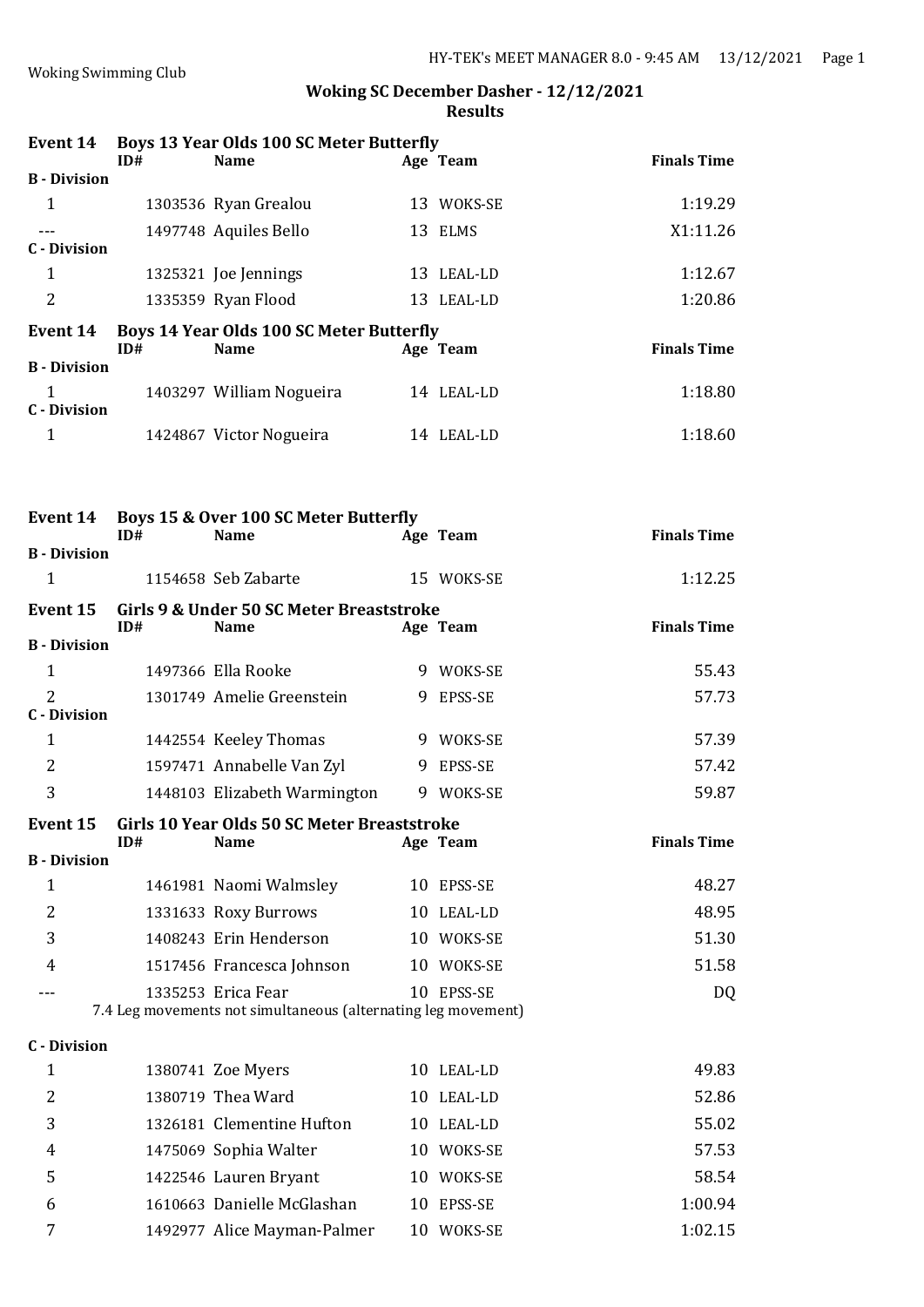# Woking SC December Dasher - 12/12/2021

## Results

### Event 14 Boys 13 Year Olds 100 SC Meter Butterfly

| | ID# | Name | Age | Team | Finals Time |
|---|---|---|---|---|---|
| **B - Division** | | | | | |
| 1 | 1303536 | Ryan Grealou | 13 | WOKS-SE | 1:19.29 |
| --- | 1497748 | Aquiles Bello | 13 | ELMS | X1:11.26 |
| **C - Division** | | | | | |
| 1 | 1325321 | Joe Jennings | 13 | LEAL-LD | 1:12.67 |
| 2 | 1335359 | Ryan Flood | 13 | LEAL-LD | 1:20.86 |

### Event 14 Boys 14 Year Olds 100 SC Meter Butterfly

| | ID# | Name | Age | Team | Finals Time |
|---|---|---|---|---|---|
| **B - Division** | | | | | |
| 1 | 1403297 | William Nogueira | 14 | LEAL-LD | 1:18.80 |
| **C - Division** | | | | | |
| 1 | 1424867 | Victor Nogueira | 14 | LEAL-LD | 1:18.60 |

### Event 14 Boys 15 & Over 100 SC Meter Butterfly

| | ID# | Name | Age | Team | Finals Time |
|---|---|---|---|---|---|
| **B - Division** | | | | | |
| 1 | 1154658 | Seb Zabarte | 15 | WOKS-SE | 1:12.25 |

### Event 15 Girls 9 & Under 50 SC Meter Breaststroke

| | ID# | Name | Age | Team | Finals Time |
|---|---|---|---|---|---|
| **B - Division** | | | | | |
| 1 | 1497366 | Ella Rooke | 9 | WOKS-SE | 55.43 |
| 2 | 1301749 | Amelie Greenstein | 9 | EPSS-SE | 57.73 |
| **C - Division** | | | | | |
| 1 | 1442554 | Keeley Thomas | 9 | WOKS-SE | 57.39 |
| 2 | 1597471 | Annabelle Van Zyl | 9 | EPSS-SE | 57.42 |
| 3 | 1448103 | Elizabeth Warmington | 9 | WOKS-SE | 59.87 |

### Event 15 Girls 10 Year Olds 50 SC Meter Breaststroke

| | ID# | Name | Age | Team | Finals Time |
|---|---|---|---|---|---|
| **B - Division** | | | | | |
| 1 | 1461981 | Naomi Walmsley | 10 | EPSS-SE | 48.27 |
| 2 | 1331633 | Roxy Burrows | 10 | LEAL-LD | 48.95 |
| 3 | 1408243 | Erin Henderson | 10 | WOKS-SE | 51.30 |
| 4 | 1517456 | Francesca Johnson | 10 | WOKS-SE | 51.58 |
| --- | 1335253 | Erica Fear | 10 | EPSS-SE | DQ |
| | 7.4 Leg movements not simultaneous (alternating leg movement) | | | | |
| **C - Division** | | | | | |
| 1 | 1380741 | Zoe Myers | 10 | LEAL-LD | 49.83 |
| 2 | 1380719 | Thea Ward | 10 | LEAL-LD | 52.86 |
| 3 | 1326181 | Clementine Hufton | 10 | LEAL-LD | 55.02 |
| 4 | 1475069 | Sophia Walter | 10 | WOKS-SE | 57.53 |
| 5 | 1422546 | Lauren Bryant | 10 | WOKS-SE | 58.54 |
| 6 | 1610663 | Danielle McGlashan | 10 | EPSS-SE | 1:00.94 |
| 7 | 1492977 | Alice Mayman-Palmer | 10 | WOKS-SE | 1:02.15 |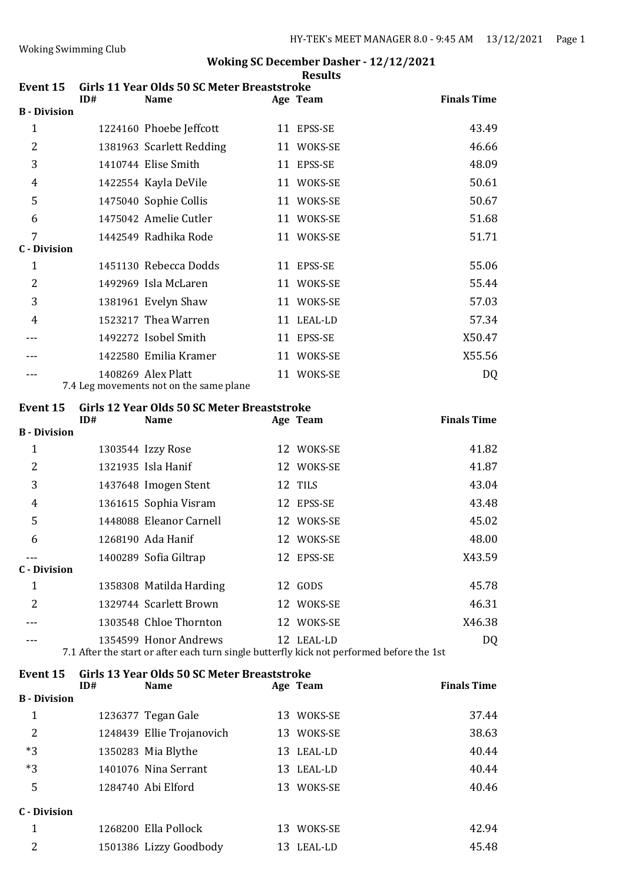Woking Swimming Club

## Woking SC December Dasher - 12/12/2021

### Results

**Event 15 Girls 11 Year Olds 50 SC Meter Breaststroke**

| | ID# | Name | Age | Team | Finals Time |
|---|---|---|---|---|---|
| **B - Division** | | | | | |
| 1 | 1224160 | Phoebe Jeffcott | 11 | EPSS-SE | 43.49 |
| 2 | 1381963 | Scarlett Redding | 11 | WOKS-SE | 46.66 |
| 3 | 1410744 | Elise Smith | 11 | EPSS-SE | 48.09 |
| 4 | 1422554 | Kayla DeVile | 11 | WOKS-SE | 50.61 |
| 5 | 1475040 | Sophie Collis | 11 | WOKS-SE | 50.67 |
| 6 | 1475042 | Amelie Cutler | 11 | WOKS-SE | 51.68 |
| 7 | 1442549 | Radhika Rode | 11 | WOKS-SE | 51.71 |
| **C - Division** | | | | | |
| 1 | 1451130 | Rebecca Dodds | 11 | EPSS-SE | 55.06 |
| 2 | 1492969 | Isla McLaren | 11 | WOKS-SE | 55.44 |
| 3 | 1381961 | Evelyn Shaw | 11 | WOKS-SE | 57.03 |
| 4 | 1523217 | Thea Warren | 11 | LEAL-LD | 57.34 |
| --- | 1492272 | Isobel Smith | 11 | EPSS-SE | X50.47 |
| --- | 1422580 | Emilia Kramer | 11 | WOKS-SE | X55.56 |
| --- | 1408269 | Alex Platt | 11 | WOKS-SE | DQ |

7.4 Leg movements not on the same plane

**Event 15 Girls 12 Year Olds 50 SC Meter Breaststroke**

| | ID# | Name | Age | Team | Finals Time |
|---|---|---|---|---|---|
| **B - Division** | | | | | |
| 1 | 1303544 | Izzy Rose | 12 | WOKS-SE | 41.82 |
| 2 | 1321935 | Isla Hanif | 12 | WOKS-SE | 41.87 |
| 3 | 1437648 | Imogen Stent | 12 | TILS | 43.04 |
| 4 | 1361615 | Sophia Visram | 12 | EPSS-SE | 43.48 |
| 5 | 1448088 | Eleanor Carnell | 12 | WOKS-SE | 45.02 |
| 6 | 1268190 | Ada Hanif | 12 | WOKS-SE | 48.00 |
| --- | 1400289 | Sofia Giltrap | 12 | EPSS-SE | X43.59 |
| **C - Division** | | | | | |
| 1 | 1358308 | Matilda Harding | 12 | GODS | 45.78 |
| 2 | 1329744 | Scarlett Brown | 12 | WOKS-SE | 46.31 |
| --- | 1303548 | Chloe Thornton | 12 | WOKS-SE | X46.38 |
| --- | 1354599 | Honor Andrews | 12 | LEAL-LD | DQ |

7.1 After the start or after each turn single butterfly kick not performed before the 1st

**Event 15 Girls 13 Year Olds 50 SC Meter Breaststroke**

| | ID# | Name | Age | Team | Finals Time |
|---|---|---|---|---|---|
| **B - Division** | | | | | |
| 1 | 1236377 | Tegan Gale | 13 | WOKS-SE | 37.44 |
| 2 | 1248439 | Ellie Trojanovich | 13 | WOKS-SE | 38.63 |
| *3 | 1350283 | Mia Blythe | 13 | LEAL-LD | 40.44 |
| *3 | 1401076 | Nina Serrant | 13 | LEAL-LD | 40.44 |
| 5 | 1284740 | Abi Elford | 13 | WOKS-SE | 40.46 |
| **C - Division** | | | | | |
| 1 | 1268200 | Ella Pollock | 13 | WOKS-SE | 42.94 |
| 2 | 1501386 | Lizzy Goodbody | 13 | LEAL-LD | 45.48 |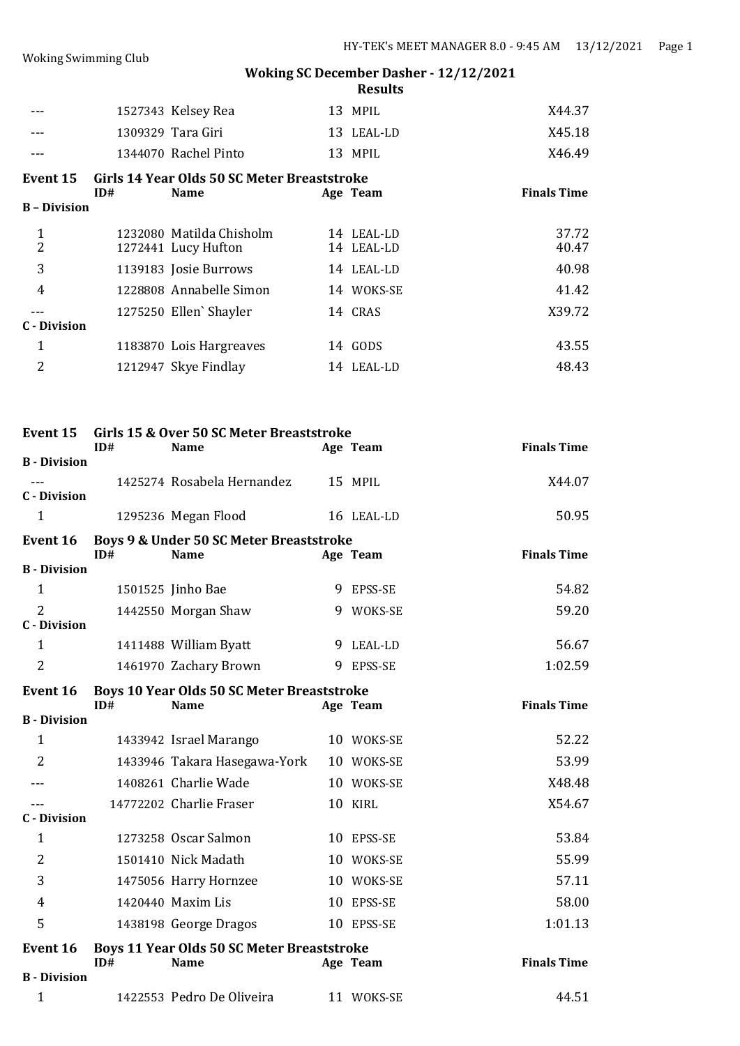**Woking SC December Dasher - 12/12/2021**
**Results**

| | ID# | Name | Age | Team | Finals Time |
|---|---|---|---|---|---|
| --- | 1527343 | Kelsey Rea | 13 | MPIL | X44.37 |
| --- | 1309329 | Tara Giri | 13 | LEAL-LD | X45.18 |
| --- | 1344070 | Rachel Pinto | 13 | MPIL | X46.49 |

**Event 15 Girls 14 Year Olds 50 SC Meter Breaststroke**

| | ID# | Name | Age | Team | Finals Time |
|---|---|---|---|---|---|
| **B – Division** | | | | | |
| 1 | 1232080 | Matilda Chisholm | 14 | LEAL-LD | 37.72 |
| 2 | 1272441 | Lucy Hufton | 14 | LEAL-LD | 40.47 |
| 3 | 1139183 | Josie Burrows | 14 | LEAL-LD | 40.98 |
| 4 | 1228808 | Annabelle Simon | 14 | WOKS-SE | 41.42 |
| --- | 1275250 | Ellen` Shayler | 14 | CRAS | X39.72 |
| **C - Division** | | | | | |
| 1 | 1183870 | Lois Hargreaves | 14 | GODS | 43.55 |
| 2 | 1212947 | Skye Findlay | 14 | LEAL-LD | 48.43 |

**Event 15 Girls 15 & Over 50 SC Meter Breaststroke**

| | ID# | Name | Age | Team | Finals Time |
|---|---|---|---|---|---|
| **B - Division** | | | | | |
| --- | 1425274 | Rosabela Hernandez | 15 | MPIL | X44.07 |
| **C - Division** | | | | | |
| 1 | 1295236 | Megan Flood | 16 | LEAL-LD | 50.95 |

**Event 16 Boys 9 & Under 50 SC Meter Breaststroke**

| | ID# | Name | Age | Team | Finals Time |
|---|---|---|---|---|---|
| **B - Division** | | | | | |
| 1 | 1501525 | Jinho Bae | 9 | EPSS-SE | 54.82 |
| 2 | 1442550 | Morgan Shaw | 9 | WOKS-SE | 59.20 |
| **C - Division** | | | | | |
| 1 | 1411488 | William Byatt | 9 | LEAL-LD | 56.67 |
| 2 | 1461970 | Zachary Brown | 9 | EPSS-SE | 1:02.59 |

**Event 16 Boys 10 Year Olds 50 SC Meter Breaststroke**

| | ID# | Name | Age | Team | Finals Time |
|---|---|---|---|---|---|
| **B - Division** | | | | | |
| 1 | 1433942 | Israel Marango | 10 | WOKS-SE | 52.22 |
| 2 | 1433946 | Takara Hasegawa-York | 10 | WOKS-SE | 53.99 |
| --- | 1408261 | Charlie Wade | 10 | WOKS-SE | X48.48 |
| --- | 14772202 | Charlie Fraser | 10 | KIRL | X54.67 |
| **C - Division** | | | | | |
| 1 | 1273258 | Oscar Salmon | 10 | EPSS-SE | 53.84 |
| 2 | 1501410 | Nick Madath | 10 | WOKS-SE | 55.99 |
| 3 | 1475056 | Harry Hornzee | 10 | WOKS-SE | 57.11 |
| 4 | 1420440 | Maxim Lis | 10 | EPSS-SE | 58.00 |
| 5 | 1438198 | George Dragos | 10 | EPSS-SE | 1:01.13 |

**Event 16 Boys 11 Year Olds 50 SC Meter Breaststroke**

| | ID# | Name | Age | Team | Finals Time |
|---|---|---|---|---|---|
| **B - Division** | | | | | |
| 1 | 1422553 | Pedro De Oliveira | 11 | WOKS-SE | 44.51 |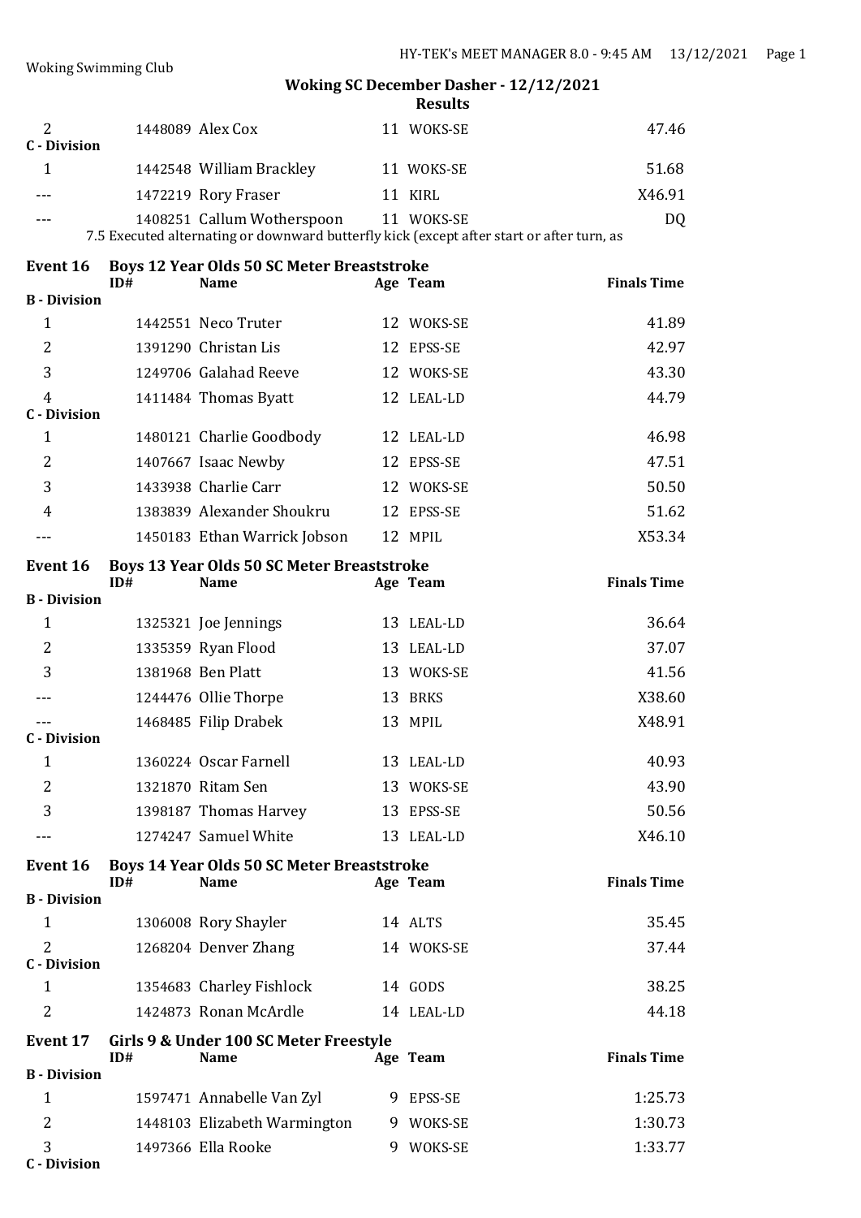## Woking SC December Dasher - 12/12/2021

### Results

| | ID# | Name | Age | Team | Finals Time |
|---|---|---|---|---|---|
| 2 | 1448089 | Alex Cox | 11 | WOKS-SE | 47.46 |
| **C - Division** | | | | | |
| 1 | 1442548 | William Brackley | 11 | WOKS-SE | 51.68 |
| --- | 1472219 | Rory Fraser | 11 | KIRL | X46.91 |
| --- | 1408251 | Callum Wotherspoon | 11 | WOKS-SE | DQ |

7.5 Executed alternating or downward butterfly kick (except after start or after turn, as

### Event 16 Boys 12 Year Olds 50 SC Meter Breaststroke

| | ID# | Name | Age | Team | Finals Time |
|---|---|---|---|---|---|
| **B - Division** | | | | | |
| 1 | 1442551 | Neco Truter | 12 | WOKS-SE | 41.89 |
| 2 | 1391290 | Christan Lis | 12 | EPSS-SE | 42.97 |
| 3 | 1249706 | Galahad Reeve | 12 | WOKS-SE | 43.30 |
| 4 | 1411484 | Thomas Byatt | 12 | LEAL-LD | 44.79 |
| **C - Division** | | | | | |
| 1 | 1480121 | Charlie Goodbody | 12 | LEAL-LD | 46.98 |
| 2 | 1407667 | Isaac Newby | 12 | EPSS-SE | 47.51 |
| 3 | 1433938 | Charlie Carr | 12 | WOKS-SE | 50.50 |
| 4 | 1383839 | Alexander Shoukru | 12 | EPSS-SE | 51.62 |
| --- | 1450183 | Ethan Warrick Jobson | 12 | MPIL | X53.34 |

### Event 16 Boys 13 Year Olds 50 SC Meter Breaststroke

| | ID# | Name | Age | Team | Finals Time |
|---|---|---|---|---|---|
| **B - Division** | | | | | |
| 1 | 1325321 | Joe Jennings | 13 | LEAL-LD | 36.64 |
| 2 | 1335359 | Ryan Flood | 13 | LEAL-LD | 37.07 |
| 3 | 1381968 | Ben Platt | 13 | WOKS-SE | 41.56 |
| --- | 1244476 | Ollie Thorpe | 13 | BRKS | X38.60 |
| --- | 1468485 | Filip Drabek | 13 | MPIL | X48.91 |
| **C - Division** | | | | | |
| 1 | 1360224 | Oscar Farnell | 13 | LEAL-LD | 40.93 |
| 2 | 1321870 | Ritam Sen | 13 | WOKS-SE | 43.90 |
| 3 | 1398187 | Thomas Harvey | 13 | EPSS-SE | 50.56 |
| --- | 1274247 | Samuel White | 13 | LEAL-LD | X46.10 |

### Event 16 Boys 14 Year Olds 50 SC Meter Breaststroke

| | ID# | Name | Age | Team | Finals Time |
|---|---|---|---|---|---|
| **B - Division** | | | | | |
| 1 | 1306008 | Rory Shayler | 14 | ALTS | 35.45 |
| 2 | 1268204 | Denver Zhang | 14 | WOKS-SE | 37.44 |
| **C - Division** | | | | | |
| 1 | 1354683 | Charley Fishlock | 14 | GODS | 38.25 |
| 2 | 1424873 | Ronan McArdle | 14 | LEAL-LD | 44.18 |

### Event 17 Girls 9 & Under 100 SC Meter Freestyle

| | ID# | Name | Age | Team | Finals Time |
|---|---|---|---|---|---|
| **B - Division** | | | | | |
| 1 | 1597471 | Annabelle Van Zyl | 9 | EPSS-SE | 1:25.73 |
| 2 | 1448103 | Elizabeth Warmington | 9 | WOKS-SE | 1:30.73 |
| 3 | 1497366 | Ella Rooke | 9 | WOKS-SE | 1:33.77 |
| **C - Division** | | | | | |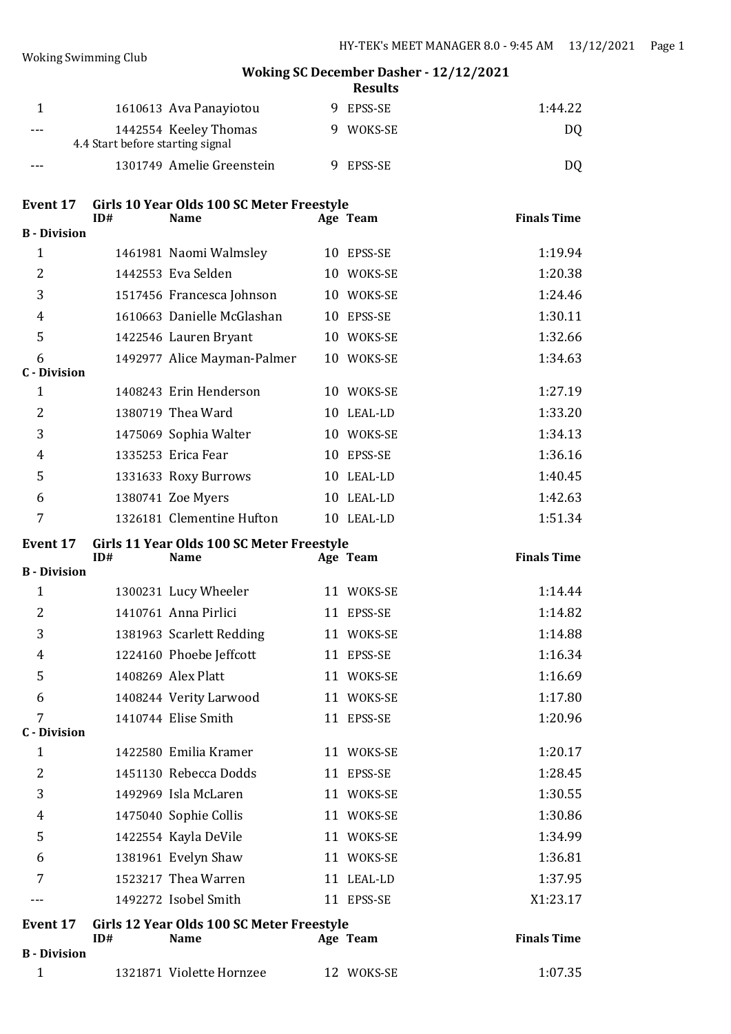## Woking SC December Dasher - 12/12/2021

### Results

| | ID# | Name | Age | Team | Finals Time |
|---|---|---|---|---|---|
| 1 | 1610613 | Ava Panayiotou | 9 | EPSS-SE | 1:44.22 |
| --- | 1442554 | Keeley Thomas | 9 | WOKS-SE | DQ |
| | 4.4 Start before starting signal | | | | |
| --- | 1301749 | Amelie Greenstein | 9 | EPSS-SE | DQ |

### Event 17 Girls 10 Year Olds 100 SC Meter Freestyle

| | ID# | Name | Age | Team | Finals Time |
|---|---|---|---|---|---|
| **B - Division** | | | | | |
| 1 | 1461981 | Naomi Walmsley | 10 | EPSS-SE | 1:19.94 |
| 2 | 1442553 | Eva Selden | 10 | WOKS-SE | 1:20.38 |
| 3 | 1517456 | Francesca Johnson | 10 | WOKS-SE | 1:24.46 |
| 4 | 1610663 | Danielle McGlashan | 10 | EPSS-SE | 1:30.11 |
| 5 | 1422546 | Lauren Bryant | 10 | WOKS-SE | 1:32.66 |
| 6 | 1492977 | Alice Mayman-Palmer | 10 | WOKS-SE | 1:34.63 |
| **C - Division** | | | | | |
| 1 | 1408243 | Erin Henderson | 10 | WOKS-SE | 1:27.19 |
| 2 | 1380719 | Thea Ward | 10 | LEAL-LD | 1:33.20 |
| 3 | 1475069 | Sophia Walter | 10 | WOKS-SE | 1:34.13 |
| 4 | 1335253 | Erica Fear | 10 | EPSS-SE | 1:36.16 |
| 5 | 1331633 | Roxy Burrows | 10 | LEAL-LD | 1:40.45 |
| 6 | 1380741 | Zoe Myers | 10 | LEAL-LD | 1:42.63 |
| 7 | 1326181 | Clementine Hufton | 10 | LEAL-LD | 1:51.34 |

### Event 17 Girls 11 Year Olds 100 SC Meter Freestyle

| | ID# | Name | Age | Team | Finals Time |
|---|---|---|---|---|---|
| **B - Division** | | | | | |
| 1 | 1300231 | Lucy Wheeler | 11 | WOKS-SE | 1:14.44 |
| 2 | 1410761 | Anna Pirlici | 11 | EPSS-SE | 1:14.82 |
| 3 | 1381963 | Scarlett Redding | 11 | WOKS-SE | 1:14.88 |
| 4 | 1224160 | Phoebe Jeffcott | 11 | EPSS-SE | 1:16.34 |
| 5 | 1408269 | Alex Platt | 11 | WOKS-SE | 1:16.69 |
| 6 | 1408244 | Verity Larwood | 11 | WOKS-SE | 1:17.80 |
| 7 | 1410744 | Elise Smith | 11 | EPSS-SE | 1:20.96 |
| **C - Division** | | | | | |
| 1 | 1422580 | Emilia Kramer | 11 | WOKS-SE | 1:20.17 |
| 2 | 1451130 | Rebecca Dodds | 11 | EPSS-SE | 1:28.45 |
| 3 | 1492969 | Isla McLaren | 11 | WOKS-SE | 1:30.55 |
| 4 | 1475040 | Sophie Collis | 11 | WOKS-SE | 1:30.86 |
| 5 | 1422554 | Kayla DeVile | 11 | WOKS-SE | 1:34.99 |
| 6 | 1381961 | Evelyn Shaw | 11 | WOKS-SE | 1:36.81 |
| 7 | 1523217 | Thea Warren | 11 | LEAL-LD | 1:37.95 |
| --- | 1492272 | Isobel Smith | 11 | EPSS-SE | X1:23.17 |

### Event 17 Girls 12 Year Olds 100 SC Meter Freestyle

| | ID# | Name | Age | Team | Finals Time |
|---|---|---|---|---|---|
| **B - Division** | | | | | |
| 1 | 1321871 | Violette Hornzee | 12 | WOKS-SE | 1:07.35 |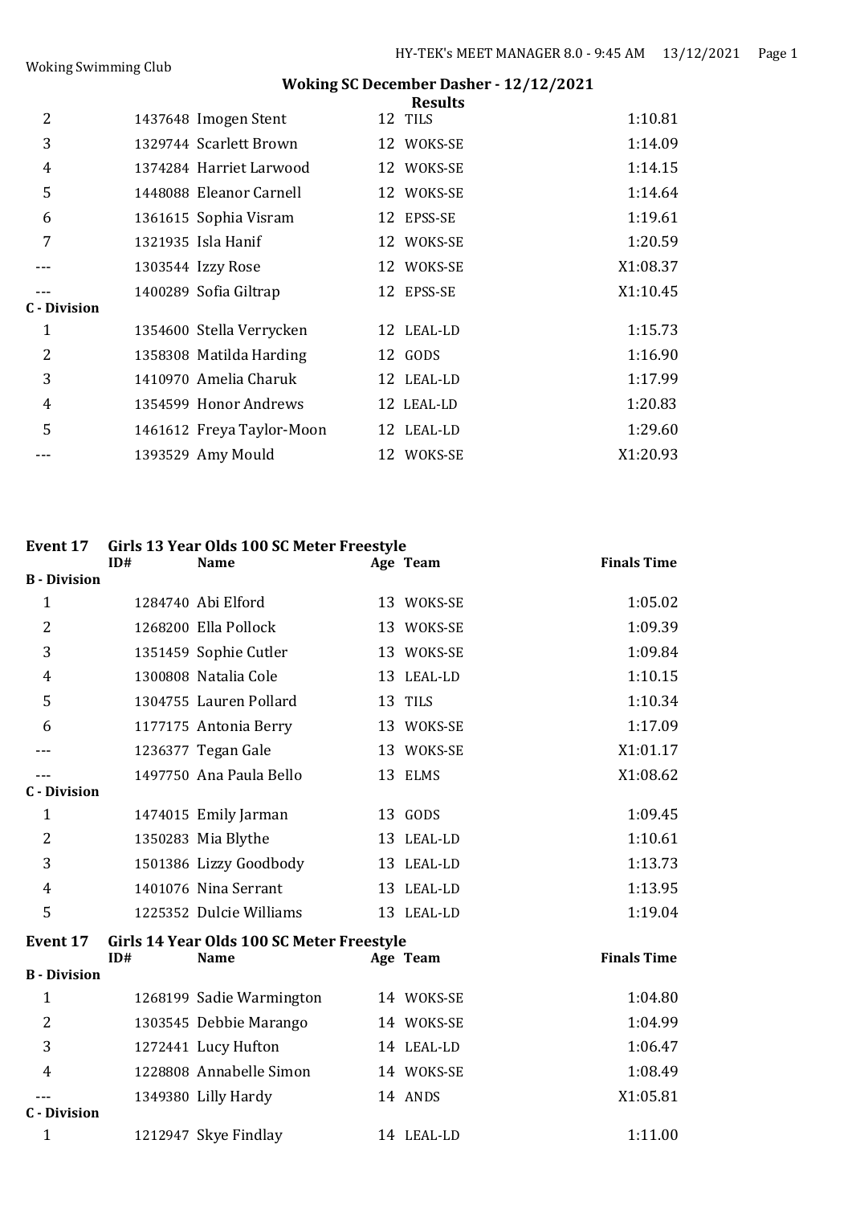## Woking SC December Dasher - 12/12/2021

### Results

| | ID# | Name | Age | Team | Finals Time |
|---|---|---|---|---|---|
| 2 | 1437648 | Imogen Stent | 12 | TILS | 1:10.81 |
| 3 | 1329744 | Scarlett Brown | 12 | WOKS-SE | 1:14.09 |
| 4 | 1374284 | Harriet Larwood | 12 | WOKS-SE | 1:14.15 |
| 5 | 1448088 | Eleanor Carnell | 12 | WOKS-SE | 1:14.64 |
| 6 | 1361615 | Sophia Visram | 12 | EPSS-SE | 1:19.61 |
| 7 | 1321935 | Isla Hanif | 12 | WOKS-SE | 1:20.59 |
| --- | 1303544 | Izzy Rose | 12 | WOKS-SE | X1:08.37 |
| --- | 1400289 | Sofia Giltrap | 12 | EPSS-SE | X1:10.45 |
| **C - Division** | | | | | |
| 1 | 1354600 | Stella Verrycken | 12 | LEAL-LD | 1:15.73 |
| 2 | 1358308 | Matilda Harding | 12 | GODS | 1:16.90 |
| 3 | 1410970 | Amelia Charuk | 12 | LEAL-LD | 1:17.99 |
| 4 | 1354599 | Honor Andrews | 12 | LEAL-LD | 1:20.83 |
| 5 | 1461612 | Freya Taylor-Moon | 12 | LEAL-LD | 1:29.60 |
| --- | 1393529 | Amy Mould | 12 | WOKS-SE | X1:20.93 |

### Event 17 Girls 13 Year Olds 100 SC Meter Freestyle

| | ID# | Name | Age | Team | Finals Time |
|---|---|---|---|---|---|
| **B - Division** | | | | | |
| 1 | 1284740 | Abi Elford | 13 | WOKS-SE | 1:05.02 |
| 2 | 1268200 | Ella Pollock | 13 | WOKS-SE | 1:09.39 |
| 3 | 1351459 | Sophie Cutler | 13 | WOKS-SE | 1:09.84 |
| 4 | 1300808 | Natalia Cole | 13 | LEAL-LD | 1:10.15 |
| 5 | 1304755 | Lauren Pollard | 13 | TILS | 1:10.34 |
| 6 | 1177175 | Antonia Berry | 13 | WOKS-SE | 1:17.09 |
| --- | 1236377 | Tegan Gale | 13 | WOKS-SE | X1:01.17 |
| --- | 1497750 | Ana Paula Bello | 13 | ELMS | X1:08.62 |
| **C - Division** | | | | | |
| 1 | 1474015 | Emily Jarman | 13 | GODS | 1:09.45 |
| 2 | 1350283 | Mia Blythe | 13 | LEAL-LD | 1:10.61 |
| 3 | 1501386 | Lizzy Goodbody | 13 | LEAL-LD | 1:13.73 |
| 4 | 1401076 | Nina Serrant | 13 | LEAL-LD | 1:13.95 |
| 5 | 1225352 | Dulcie Williams | 13 | LEAL-LD | 1:19.04 |

### Event 17 Girls 14 Year Olds 100 SC Meter Freestyle

| | ID# | Name | Age | Team | Finals Time |
|---|---|---|---|---|---|
| **B - Division** | | | | | |
| 1 | 1268199 | Sadie Warmington | 14 | WOKS-SE | 1:04.80 |
| 2 | 1303545 | Debbie Marango | 14 | WOKS-SE | 1:04.99 |
| 3 | 1272441 | Lucy Hufton | 14 | LEAL-LD | 1:06.47 |
| 4 | 1228808 | Annabelle Simon | 14 | WOKS-SE | 1:08.49 |
| --- | 1349380 | Lilly Hardy | 14 | ANDS | X1:05.81 |
| **C - Division** | | | | | |
| 1 | 1212947 | Skye Findlay | 14 | LEAL-LD | 1:11.00 |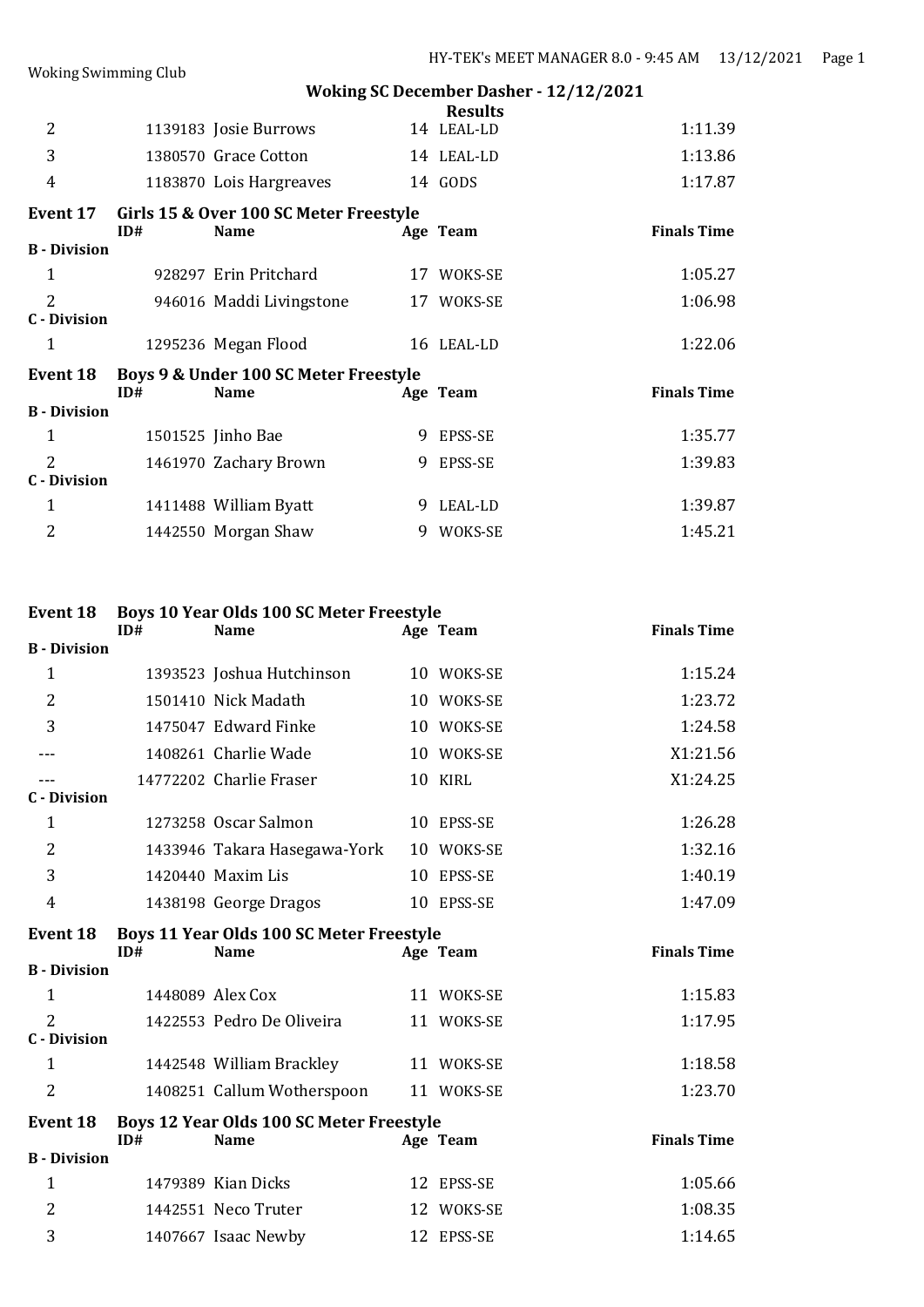Woking Swimming Club

## Woking SC December Dasher - 12/12/2021

### Results

| | ID# | Name | Age | Team | Finals Time |
|---|---|---|---|---|---|
| 2 | 1139183 | Josie Burrows | 14 | LEAL-LD | 1:11.39 |
| 3 | 1380570 | Grace Cotton | 14 | LEAL-LD | 1:13.86 |
| 4 | 1183870 | Lois Hargreaves | 14 | GODS | 1:17.87 |

### Event 17 Girls 15 & Over 100 SC Meter Freestyle

| | ID# | Name | Age | Team | Finals Time |
|---|---|---|---|---|---|
| **B - Division** | | | | | |
| 1 | 928297 | Erin Pritchard | 17 | WOKS-SE | 1:05.27 |
| 2 | 946016 | Maddi Livingstone | 17 | WOKS-SE | 1:06.98 |
| **C - Division** | | | | | |
| 1 | 1295236 | Megan Flood | 16 | LEAL-LD | 1:22.06 |

### Event 18 Boys 9 & Under 100 SC Meter Freestyle

| | ID# | Name | Age | Team | Finals Time |
|---|---|---|---|---|---|
| **B - Division** | | | | | |
| 1 | 1501525 | Jinho Bae | 9 | EPSS-SE | 1:35.77 |
| 2 | 1461970 | Zachary Brown | 9 | EPSS-SE | 1:39.83 |
| **C - Division** | | | | | |
| 1 | 1411488 | William Byatt | 9 | LEAL-LD | 1:39.87 |
| 2 | 1442550 | Morgan Shaw | 9 | WOKS-SE | 1:45.21 |

### Event 18 Boys 10 Year Olds 100 SC Meter Freestyle

| | ID# | Name | Age | Team | Finals Time |
|---|---|---|---|---|---|
| **B - Division** | | | | | |
| 1 | 1393523 | Joshua Hutchinson | 10 | WOKS-SE | 1:15.24 |
| 2 | 1501410 | Nick Madath | 10 | WOKS-SE | 1:23.72 |
| 3 | 1475047 | Edward Finke | 10 | WOKS-SE | 1:24.58 |
| --- | 1408261 | Charlie Wade | 10 | WOKS-SE | X1:21.56 |
| --- | 14772202 | Charlie Fraser | 10 | KIRL | X1:24.25 |
| **C - Division** | | | | | |
| 1 | 1273258 | Oscar Salmon | 10 | EPSS-SE | 1:26.28 |
| 2 | 1433946 | Takara Hasegawa-York | 10 | WOKS-SE | 1:32.16 |
| 3 | 1420440 | Maxim Lis | 10 | EPSS-SE | 1:40.19 |
| 4 | 1438198 | George Dragos | 10 | EPSS-SE | 1:47.09 |

### Event 18 Boys 11 Year Olds 100 SC Meter Freestyle

| | ID# | Name | Age | Team | Finals Time |
|---|---|---|---|---|---|
| **B - Division** | | | | | |
| 1 | 1448089 | Alex Cox | 11 | WOKS-SE | 1:15.83 |
| 2 | 1422553 | Pedro De Oliveira | 11 | WOKS-SE | 1:17.95 |
| **C - Division** | | | | | |
| 1 | 1442548 | William Brackley | 11 | WOKS-SE | 1:18.58 |
| 2 | 1408251 | Callum Wotherspoon | 11 | WOKS-SE | 1:23.70 |

### Event 18 Boys 12 Year Olds 100 SC Meter Freestyle

| | ID# | Name | Age | Team | Finals Time |
|---|---|---|---|---|---|
| **B - Division** | | | | | |
| 1 | 1479389 | Kian Dicks | 12 | EPSS-SE | 1:05.66 |
| 2 | 1442551 | Neco Truter | 12 | WOKS-SE | 1:08.35 |
| 3 | 1407667 | Isaac Newby | 12 | EPSS-SE | 1:14.65 |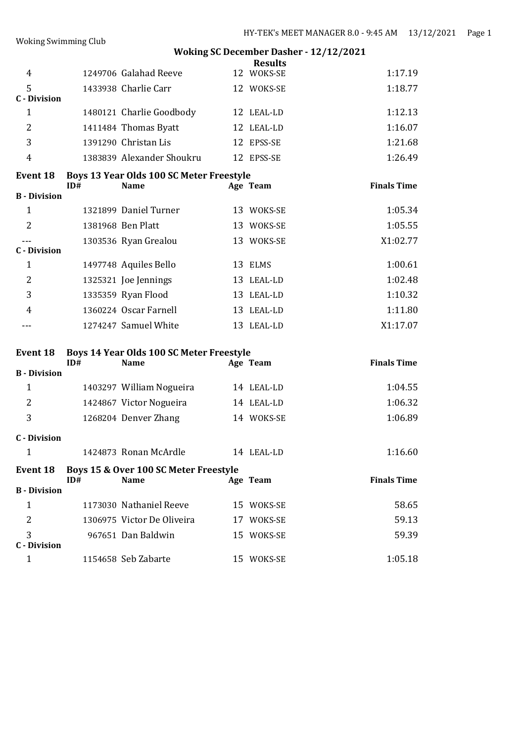## Woking SC December Dasher - 12/12/2021

### Results

| | | | | | |
|---|---|---|---|---|---|
| 4 | 1249706 | Galahad Reeve | 12 | WOKS-SE | 1:17.19 |
| 5 | 1433938 | Charlie Carr | 12 | WOKS-SE | 1:18.77 |
| **C - Division** | | | | | |
| 1 | 1480121 | Charlie Goodbody | 12 | LEAL-LD | 1:12.13 |
| 2 | 1411484 | Thomas Byatt | 12 | LEAL-LD | 1:16.07 |
| 3 | 1391290 | Christan Lis | 12 | EPSS-SE | 1:21.68 |
| 4 | 1383839 | Alexander Shoukru | 12 | EPSS-SE | 1:26.49 |

### Event 18 Boys 13 Year Olds 100 SC Meter Freestyle

| | ID# | Name | Age | Team | Finals Time |
|---|---|---|---|---|---|
| **B - Division** | | | | | |
| 1 | 1321899 | Daniel Turner | 13 | WOKS-SE | 1:05.34 |
| 2 | 1381968 | Ben Platt | 13 | WOKS-SE | 1:05.55 |
| --- | 1303536 | Ryan Grealou | 13 | WOKS-SE | X1:02.77 |
| **C - Division** | | | | | |
| 1 | 1497748 | Aquiles Bello | 13 | ELMS | 1:00.61 |
| 2 | 1325321 | Joe Jennings | 13 | LEAL-LD | 1:02.48 |
| 3 | 1335359 | Ryan Flood | 13 | LEAL-LD | 1:10.32 |
| 4 | 1360224 | Oscar Farnell | 13 | LEAL-LD | 1:11.80 |
| --- | 1274247 | Samuel White | 13 | LEAL-LD | X1:17.07 |

### Event 18 Boys 14 Year Olds 100 SC Meter Freestyle

| | ID# | Name | Age | Team | Finals Time |
|---|---|---|---|---|---|
| **B - Division** | | | | | |
| 1 | 1403297 | William Nogueira | 14 | LEAL-LD | 1:04.55 |
| 2 | 1424867 | Victor Nogueira | 14 | LEAL-LD | 1:06.32 |
| 3 | 1268204 | Denver Zhang | 14 | WOKS-SE | 1:06.89 |
| **C - Division** | | | | | |
| 1 | 1424873 | Ronan McArdle | 14 | LEAL-LD | 1:16.60 |

### Event 18 Boys 15 & Over 100 SC Meter Freestyle

| | ID# | Name | Age | Team | Finals Time |
|---|---|---|---|---|---|
| **B - Division** | | | | | |
| 1 | 1173030 | Nathaniel Reeve | 15 | WOKS-SE | 58.65 |
| 2 | 1306975 | Victor De Oliveira | 17 | WOKS-SE | 59.13 |
| 3 | 967651 | Dan Baldwin | 15 | WOKS-SE | 59.39 |
| **C - Division** | | | | | |
| 1 | 1154658 | Seb Zabarte | 15 | WOKS-SE | 1:05.18 |